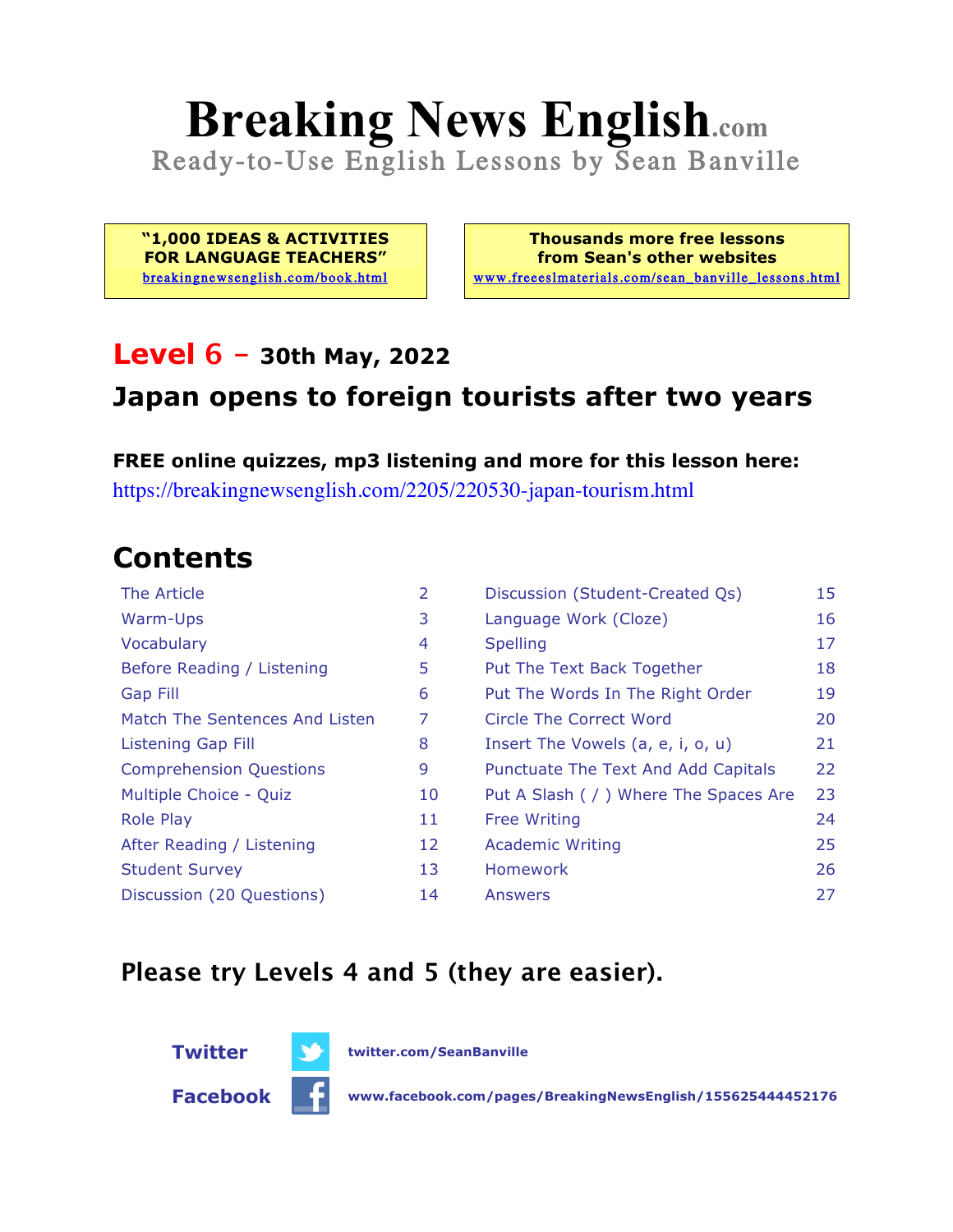# Breaking News English.com

Ready-to-Use English Lessons by Sean Banville

**"1,000 IDEAS & ACTIVITIES FOR LANGUAGE TEACHERS"**
breakingnewsenglish.com/book.html

**Thousands more free lessons from Sean's other websites**
www.freeeslmaterials.com/sean_banville_lessons.html

## Level 6 – 30th May, 2022

## Japan opens to foreign tourists after two years

**FREE online quizzes, mp3 listening and more for this lesson here:**
https://breakingnewsenglish.com/2205/220530-japan-tourism.html

## Contents

| | | | |
|---|---|---|---|
| The Article | 2 | Discussion (Student-Created Qs) | 15 |
| Warm-Ups | 3 | Language Work (Cloze) | 16 |
| Vocabulary | 4 | Spelling | 17 |
| Before Reading / Listening | 5 | Put The Text Back Together | 18 |
| Gap Fill | 6 | Put The Words In The Right Order | 19 |
| Match The Sentences And Listen | 7 | Circle The Correct Word | 20 |
| Listening Gap Fill | 8 | Insert The Vowels (a, e, i, o, u) | 21 |
| Comprehension Questions | 9 | Punctuate The Text And Add Capitals | 22 |
| Multiple Choice - Quiz | 10 | Put A Slash ( / ) Where The Spaces Are | 23 |
| Role Play | 11 | Free Writing | 24 |
| After Reading / Listening | 12 | Academic Writing | 25 |
| Student Survey | 13 | Homework | 26 |
| Discussion (20 Questions) | 14 | Answers | 27 |

### Please try Levels 4 and 5 (they are easier).

**Twitter** twitter.com/SeanBanville

**Facebook** www.facebook.com/pages/BreakingNewsEnglish/155625444452176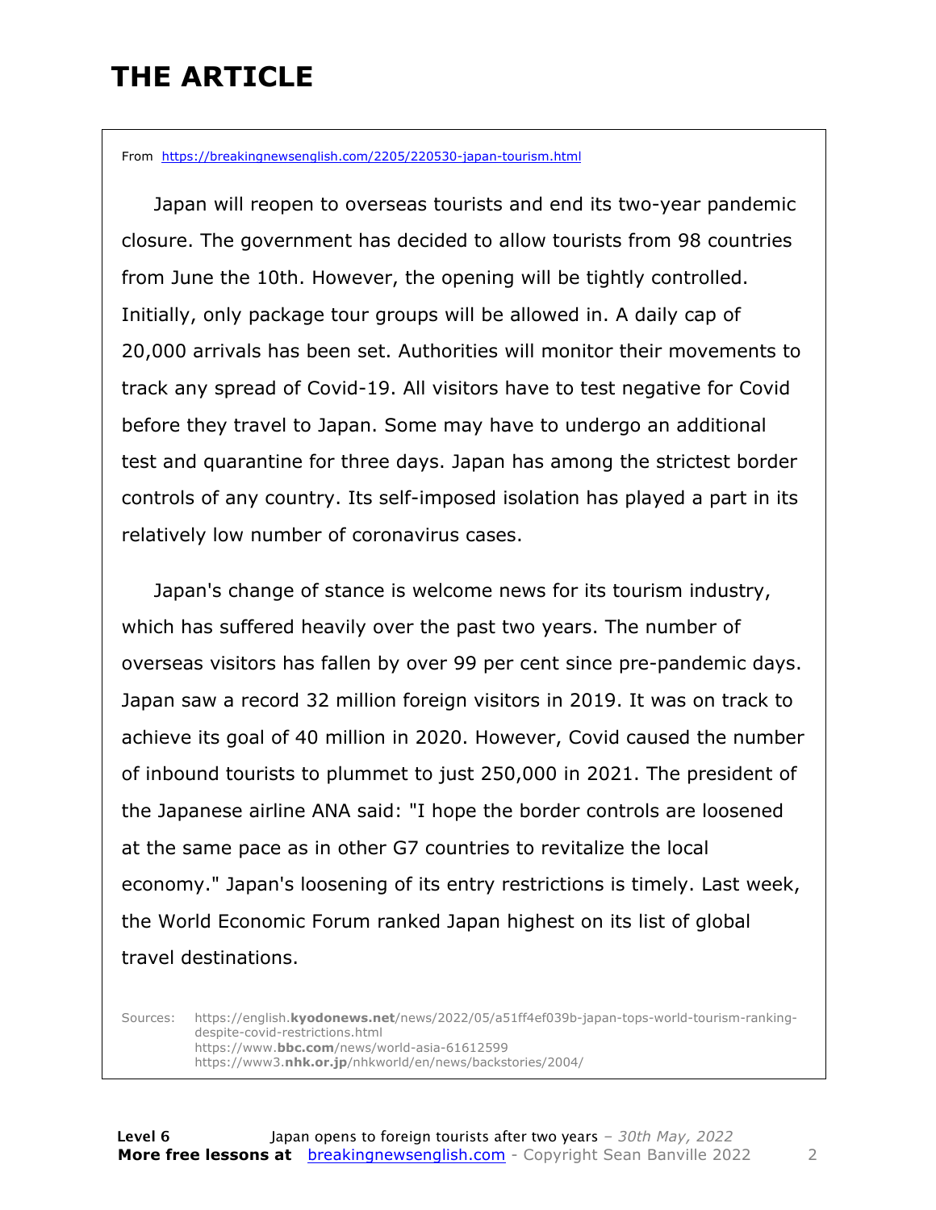# THE ARTICLE

From https://breakingnewsenglish.com/2205/220530-japan-tourism.html

Japan will reopen to overseas tourists and end its two-year pandemic closure. The government has decided to allow tourists from 98 countries from June the 10th. However, the opening will be tightly controlled. Initially, only package tour groups will be allowed in. A daily cap of 20,000 arrivals has been set. Authorities will monitor their movements to track any spread of Covid-19. All visitors have to test negative for Covid before they travel to Japan. Some may have to undergo an additional test and quarantine for three days. Japan has among the strictest border controls of any country. Its self-imposed isolation has played a part in its relatively low number of coronavirus cases.

Japan's change of stance is welcome news for its tourism industry, which has suffered heavily over the past two years. The number of overseas visitors has fallen by over 99 per cent since pre-pandemic days. Japan saw a record 32 million foreign visitors in 2019. It was on track to achieve its goal of 40 million in 2020. However, Covid caused the number of inbound tourists to plummet to just 250,000 in 2021. The president of the Japanese airline ANA said: "I hope the border controls are loosened at the same pace as in other G7 countries to revitalize the local economy." Japan's loosening of its entry restrictions is timely. Last week, the World Economic Forum ranked Japan highest on its list of global travel destinations.

Sources: https://english.**kyodonews.net**/news/2022/05/a51ff4ef039b-japan-tops-world-tourism-ranking-despite-covid-restrictions.html
https://www.**bbc.com**/news/world-asia-61612599
https://www3.**nhk.or.jp**/nhkworld/en/news/backstories/2004/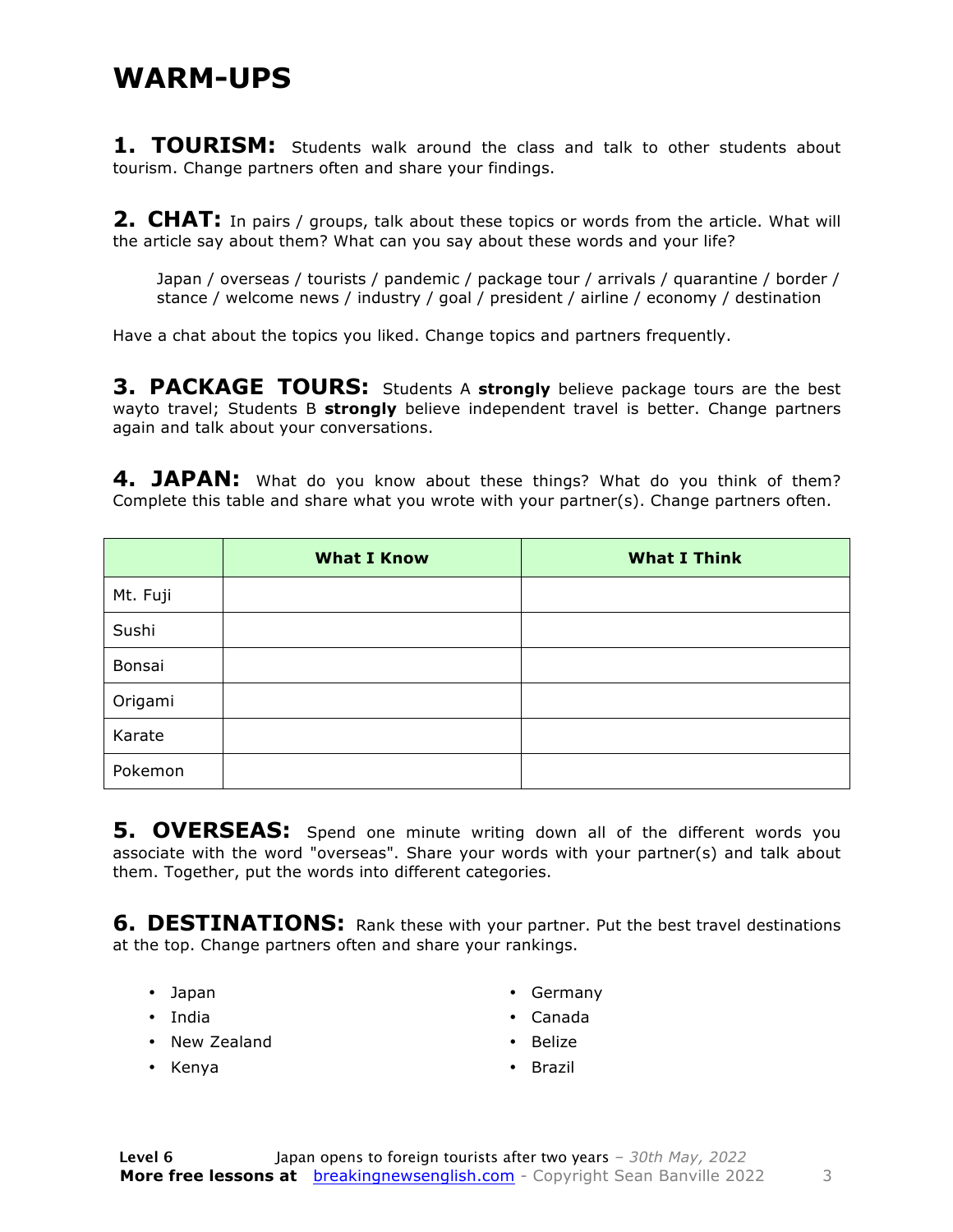# WARM-UPS

**1. TOURISM:** Students walk around the class and talk to other students about tourism. Change partners often and share your findings.

**2. CHAT:** In pairs / groups, talk about these topics or words from the article. What will the article say about them? What can you say about these words and your life?

> Japan / overseas / tourists / pandemic / package tour / arrivals / quarantine / border / stance / welcome news / industry / goal / president / airline / economy / destination

Have a chat about the topics you liked. Change topics and partners frequently.

**3. PACKAGE TOURS:** Students A **strongly** believe package tours are the best wayto travel; Students B **strongly** believe independent travel is better. Change partners again and talk about your conversations.

**4. JAPAN:** What do you know about these things? What do you think of them? Complete this table and share what you wrote with your partner(s). Change partners often.

| | What I Know | What I Think |
|---|---|---|
| Mt. Fuji | | |
| Sushi | | |
| Bonsai | | |
| Origami | | |
| Karate | | |
| Pokemon | | |

**5. OVERSEAS:** Spend one minute writing down all of the different words you associate with the word "overseas". Share your words with your partner(s) and talk about them. Together, put the words into different categories.

**6. DESTINATIONS:** Rank these with your partner. Put the best travel destinations at the top. Change partners often and share your rankings.

- Japan
- India
- New Zealand
- Kenya
- Germany
- Canada
- Belize
- Brazil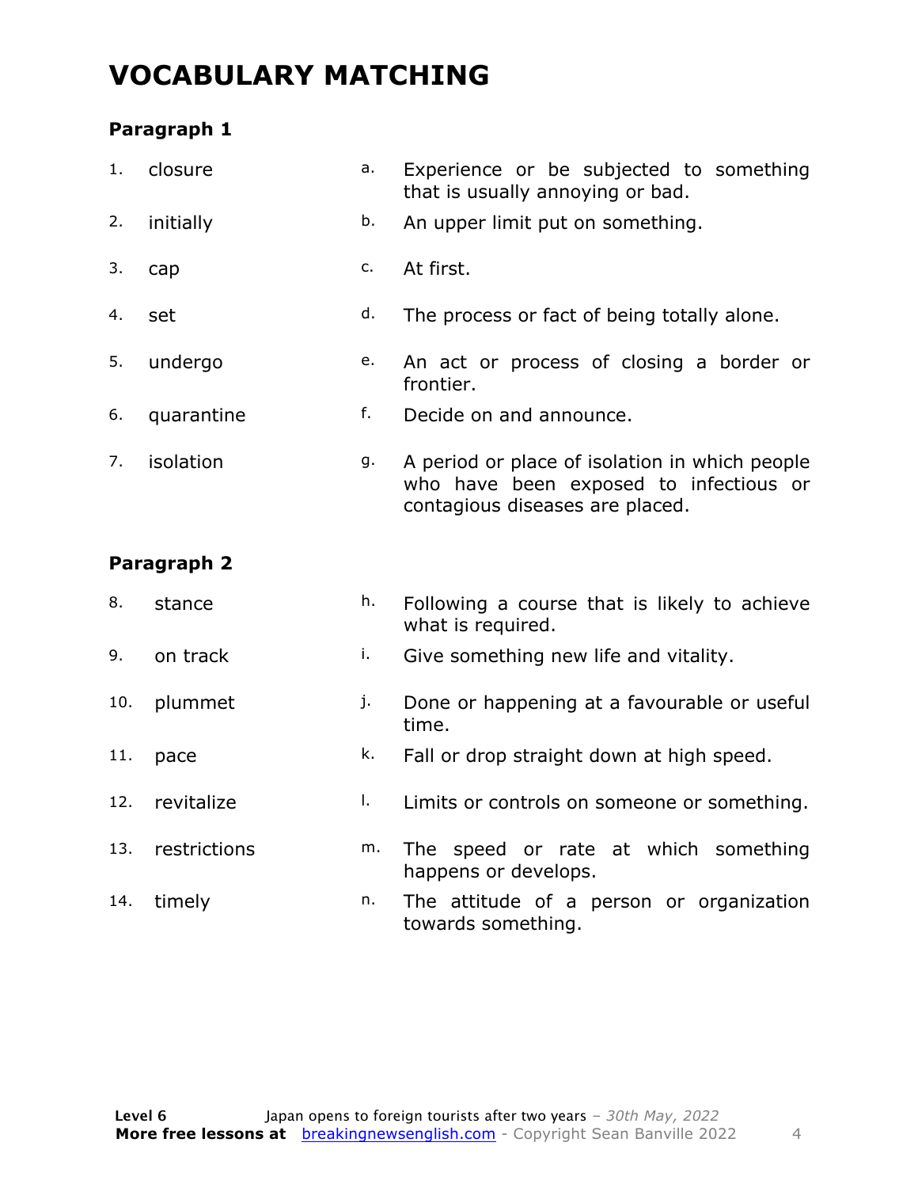# VOCABULARY MATCHING

### Paragraph 1

| | | | |
|---|---|---|---|
| 1. | closure | a. | Experience or be subjected to something that is usually annoying or bad. |
| 2. | initially | b. | An upper limit put on something. |
| 3. | cap | c. | At first. |
| 4. | set | d. | The process or fact of being totally alone. |
| 5. | undergo | e. | An act or process of closing a border or frontier. |
| 6. | quarantine | f. | Decide on and announce. |
| 7. | isolation | g. | A period or place of isolation in which people who have been exposed to infectious or contagious diseases are placed. |

### Paragraph 2

| | | | |
|---|---|---|---|
| 8. | stance | h. | Following a course that is likely to achieve what is required. |
| 9. | on track | i. | Give something new life and vitality. |
| 10. | plummet | j. | Done or happening at a favourable or useful time. |
| 11. | pace | k. | Fall or drop straight down at high speed. |
| 12. | revitalize | l. | Limits or controls on someone or something. |
| 13. | restrictions | m. | The speed or rate at which something happens or develops. |
| 14. | timely | n. | The attitude of a person or organization towards something. |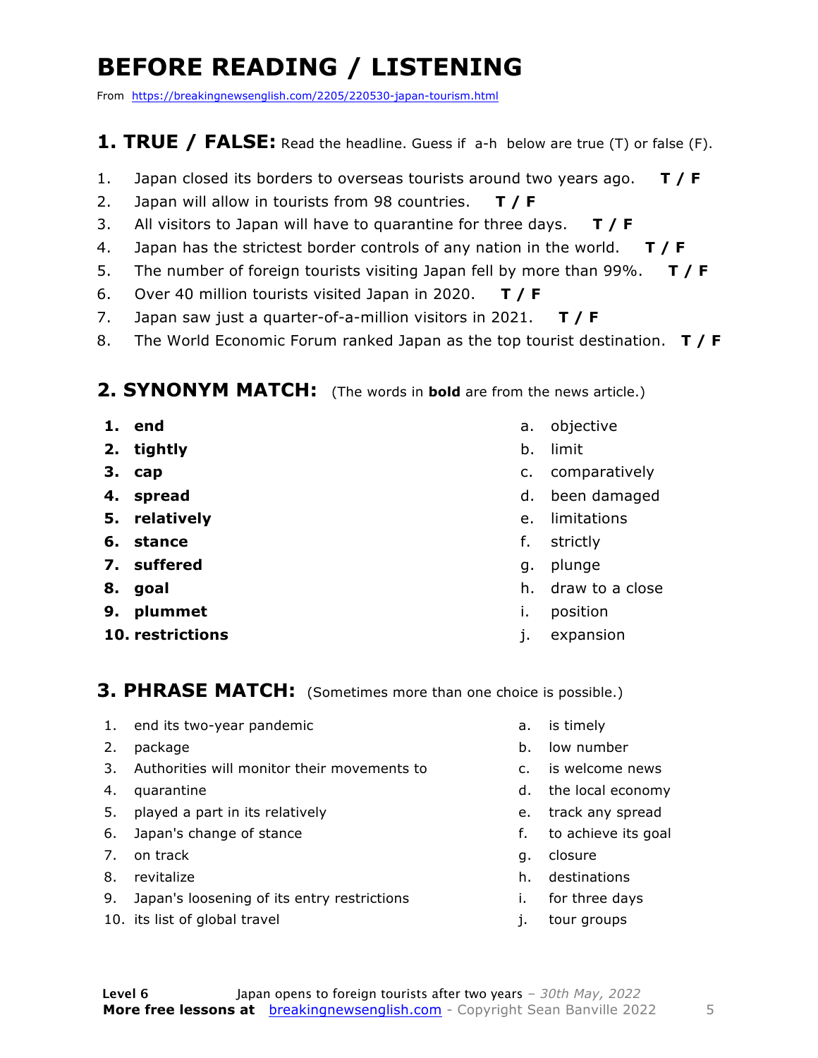# BEFORE READING / LISTENING

From https://breakingnewsenglish.com/2205/220530-japan-tourism.html

## 1. TRUE / FALSE: Read the headline. Guess if a-h below are true (T) or false (F).

1. Japan closed its borders to overseas tourists around two years ago. **T / F**
2. Japan will allow in tourists from 98 countries. **T / F**
3. All visitors to Japan will have to quarantine for three days. **T / F**
4. Japan has the strictest border controls of any nation in the world. **T / F**
5. The number of foreign tourists visiting Japan fell by more than 99%. **T / F**
6. Over 40 million tourists visited Japan in 2020. **T / F**
7. Japan saw just a quarter-of-a-million visitors in 2021. **T / F**
8. The World Economic Forum ranked Japan as the top tourist destination. **T / F**

## 2. SYNONYM MATCH: (The words in **bold** are from the news article.)

1. **end**
2. **tightly**
3. **cap**
4. **spread**
5. **relatively**
6. **stance**
7. **suffered**
8. **goal**
9. **plummet**
10. **restrictions**

a. objective
b. limit
c. comparatively
d. been damaged
e. limitations
f. strictly
g. plunge
h. draw to a close
i. position
j. expansion

## 3. PHRASE MATCH: (Sometimes more than one choice is possible.)

1. end its two-year pandemic
2. package
3. Authorities will monitor their movements to
4. quarantine
5. played a part in its relatively
6. Japan's change of stance
7. on track
8. revitalize
9. Japan's loosening of its entry restrictions
10. its list of global travel

a. is timely
b. low number
c. is welcome news
d. the local economy
e. track any spread
f. to achieve its goal
g. closure
h. destinations
i. for three days
j. tour groups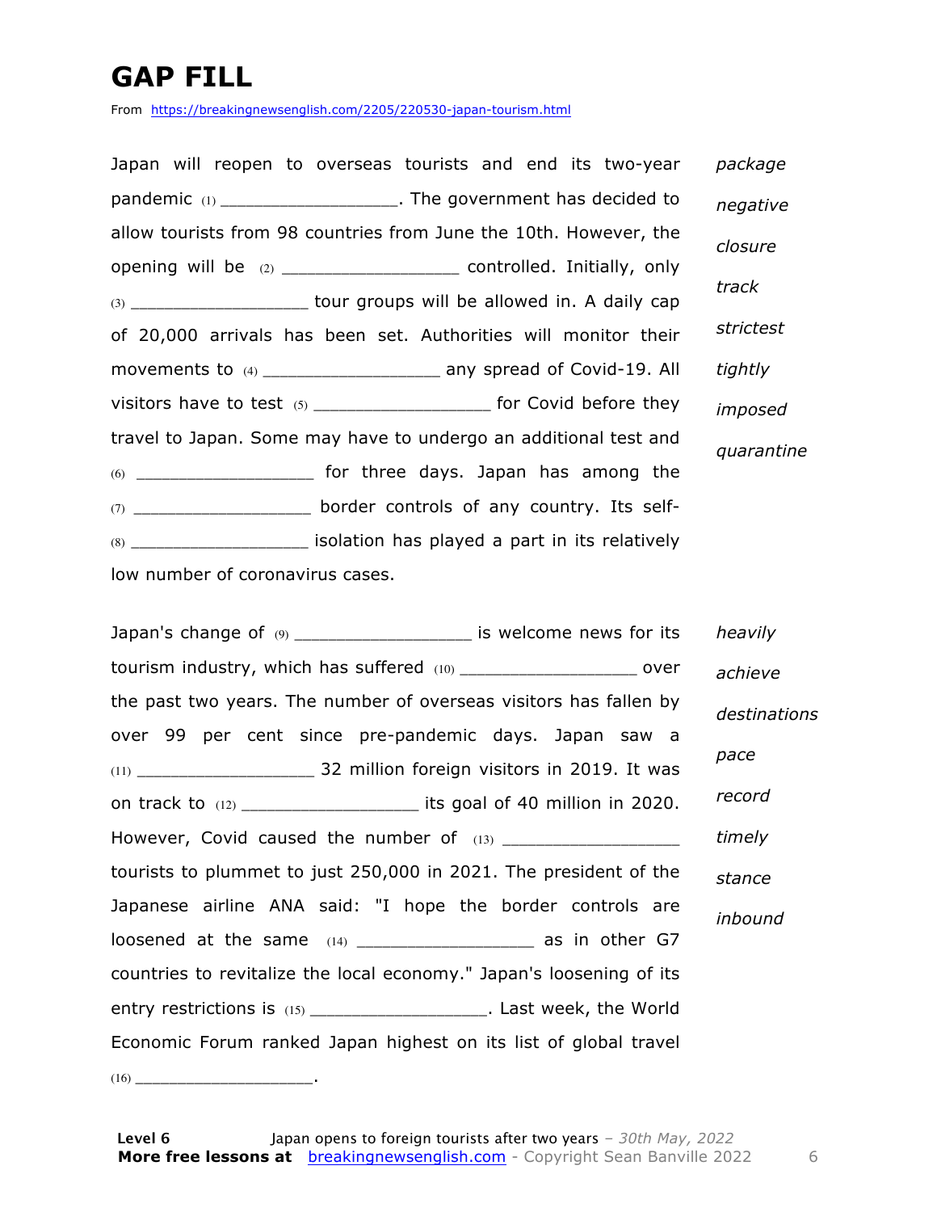# GAP FILL

From https://breakingnewsenglish.com/2205/220530-japan-tourism.html

Japan will reopen to overseas tourists and end its two-year pandemic (1) _________________. The government has decided to allow tourists from 98 countries from June the 10th. However, the opening will be (2) _________________ controlled. Initially, only (3) _________________ tour groups will be allowed in. A daily cap of 20,000 arrivals has been set. Authorities will monitor their movements to (4) _________________ any spread of Covid-19. All visitors have to test (5) _________________ for Covid before they travel to Japan. Some may have to undergo an additional test and (6) _________________ for three days. Japan has among the (7) _________________ border controls of any country. Its self-(8) _________________ isolation has played a part in its relatively low number of coronavirus cases.

*package*

*negative*

*closure*

*track*

*strictest*

*tightly*

*imposed*

*quarantine*

Japan's change of (9) _________________ is welcome news for its tourism industry, which has suffered (10) _________________ over the past two years. The number of overseas visitors has fallen by over 99 per cent since pre-pandemic days. Japan saw a (11) _________________ 32 million foreign visitors in 2019. It was on track to (12) _________________ its goal of 40 million in 2020. However, Covid caused the number of (13) _________________ tourists to plummet to just 250,000 in 2021. The president of the Japanese airline ANA said: "I hope the border controls are loosened at the same (14) _________________ as in other G7 countries to revitalize the local economy." Japan's loosening of its entry restrictions is (15) _________________. Last week, the World Economic Forum ranked Japan highest on its list of global travel (16) _________________.

*heavily*

*achieve*

*destinations*

*pace*

*record*

*timely*

*stance*

*inbound*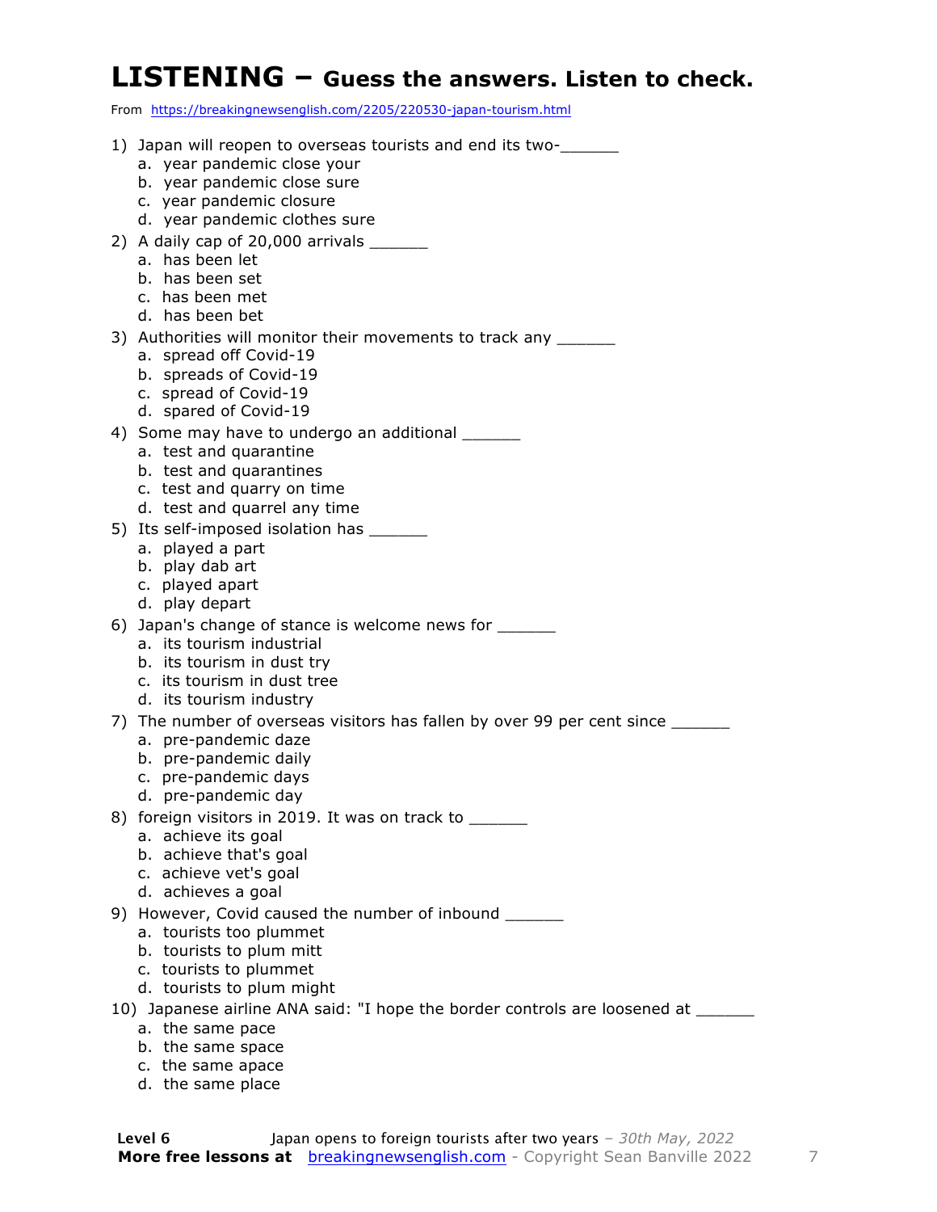# LISTENING – Guess the answers. Listen to check.

From https://breakingnewsenglish.com/2205/220530-japan-tourism.html

1) Japan will reopen to overseas tourists and end its two-______
   a. year pandemic close your
   b. year pandemic close sure
   c. year pandemic closure
   d. year pandemic clothes sure
2) A daily cap of 20,000 arrivals ______
   a. has been let
   b. has been set
   c. has been met
   d. has been bet
3) Authorities will monitor their movements to track any ______
   a. spread off Covid-19
   b. spreads of Covid-19
   c. spread of Covid-19
   d. spared of Covid-19
4) Some may have to undergo an additional ______
   a. test and quarantine
   b. test and quarantines
   c. test and quarry on time
   d. test and quarrel any time
5) Its self-imposed isolation has ______
   a. played a part
   b. play dab art
   c. played apart
   d. play depart
6) Japan's change of stance is welcome news for ______
   a. its tourism industrial
   b. its tourism in dust try
   c. its tourism in dust tree
   d. its tourism industry
7) The number of overseas visitors has fallen by over 99 per cent since ______
   a. pre-pandemic daze
   b. pre-pandemic daily
   c. pre-pandemic days
   d. pre-pandemic day
8) foreign visitors in 2019. It was on track to ______
   a. achieve its goal
   b. achieve that's goal
   c. achieve vet's goal
   d. achieves a goal
9) However, Covid caused the number of inbound ______
   a. tourists too plummet
   b. tourists to plum mitt
   c. tourists to plummet
   d. tourists to plum might
10) Japanese airline ANA said: "I hope the border controls are loosened at ______
    a. the same pace
    b. the same space
    c. the same apace
    d. the same place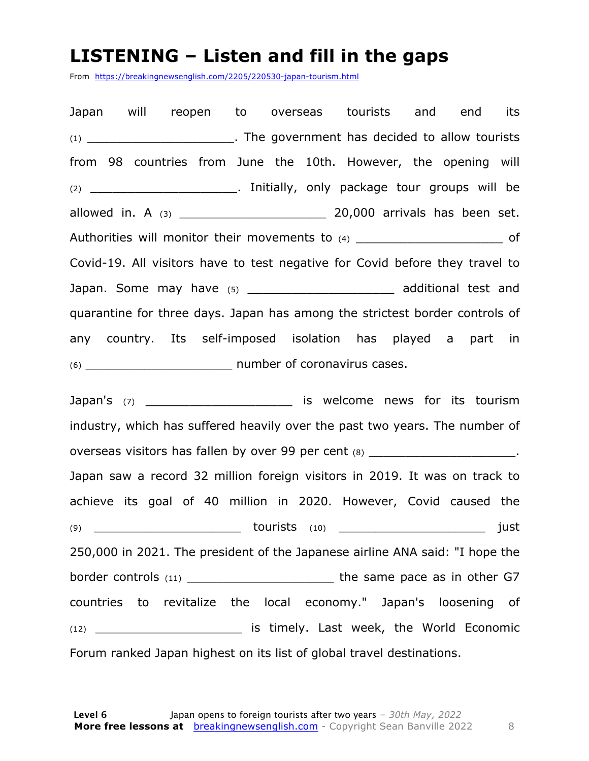# LISTENING – Listen and fill in the gaps

From https://breakingnewsenglish.com/2205/220530-japan-tourism.html

Japan will reopen to overseas tourists and end its (1) ____________________. The government has decided to allow tourists from 98 countries from June the 10th. However, the opening will (2) ____________________. Initially, only package tour groups will be allowed in. A (3) ____________________ 20,000 arrivals has been set. Authorities will monitor their movements to (4) ____________________ of Covid-19. All visitors have to test negative for Covid before they travel to Japan. Some may have (5) ____________________ additional test and quarantine for three days. Japan has among the strictest border controls of any country. Its self-imposed isolation has played a part in (6) ____________________ number of coronavirus cases.

Japan's (7) ____________________ is welcome news for its tourism industry, which has suffered heavily over the past two years. The number of overseas visitors has fallen by over 99 per cent (8) ____________________. Japan saw a record 32 million foreign visitors in 2019. It was on track to achieve its goal of 40 million in 2020. However, Covid caused the (9) ____________________ tourists (10) ____________________ just 250,000 in 2021. The president of the Japanese airline ANA said: "I hope the border controls (11) ____________________ the same pace as in other G7 countries to revitalize the local economy." Japan's loosening of (12) ____________________ is timely. Last week, the World Economic Forum ranked Japan highest on its list of global travel destinations.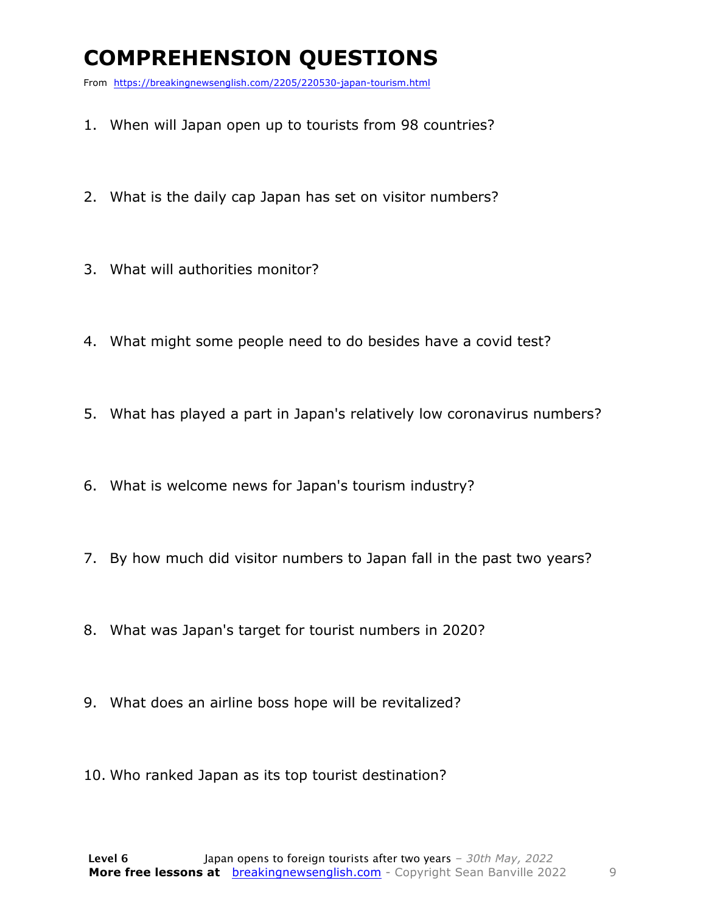# COMPREHENSION QUESTIONS

From https://breakingnewsenglish.com/2205/220530-japan-tourism.html

1. When will Japan open up to tourists from 98 countries?
2. What is the daily cap Japan has set on visitor numbers?
3. What will authorities monitor?
4. What might some people need to do besides have a covid test?
5. What has played a part in Japan's relatively low coronavirus numbers?
6. What is welcome news for Japan's tourism industry?
7. By how much did visitor numbers to Japan fall in the past two years?
8. What was Japan's target for tourist numbers in 2020?
9. What does an airline boss hope will be revitalized?
10. Who ranked Japan as its top tourist destination?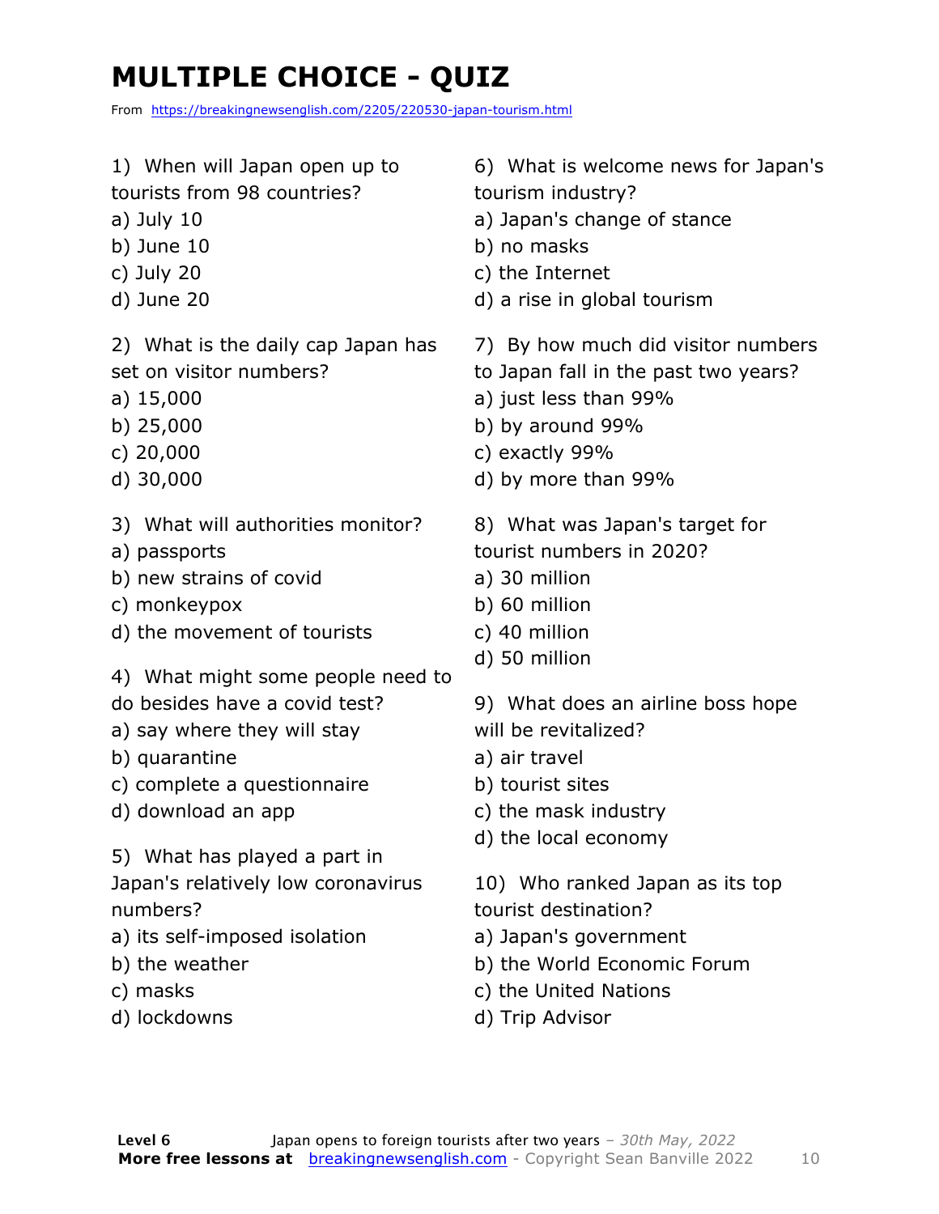# MULTIPLE CHOICE - QUIZ

From https://breakingnewsenglish.com/2205/220530-japan-tourism.html

1) When will Japan open up to tourists from 98 countries?
a) July 10
b) June 10
c) July 20
d) June 20

2) What is the daily cap Japan has set on visitor numbers?
a) 15,000
b) 25,000
c) 20,000
d) 30,000

3) What will authorities monitor?
a) passports
b) new strains of covid
c) monkeypox
d) the movement of tourists

4) What might some people need to do besides have a covid test?
a) say where they will stay
b) quarantine
c) complete a questionnaire
d) download an app

5) What has played a part in Japan's relatively low coronavirus numbers?
a) its self-imposed isolation
b) the weather
c) masks
d) lockdowns

6) What is welcome news for Japan's tourism industry?
a) Japan's change of stance
b) no masks
c) the Internet
d) a rise in global tourism

7) By how much did visitor numbers to Japan fall in the past two years?
a) just less than 99%
b) by around 99%
c) exactly 99%
d) by more than 99%

8) What was Japan's target for tourist numbers in 2020?
a) 30 million
b) 60 million
c) 40 million
d) 50 million

9) What does an airline boss hope will be revitalized?
a) air travel
b) tourist sites
c) the mask industry
d) the local economy

10) Who ranked Japan as its top tourist destination?
a) Japan's government
b) the World Economic Forum
c) the United Nations
d) Trip Advisor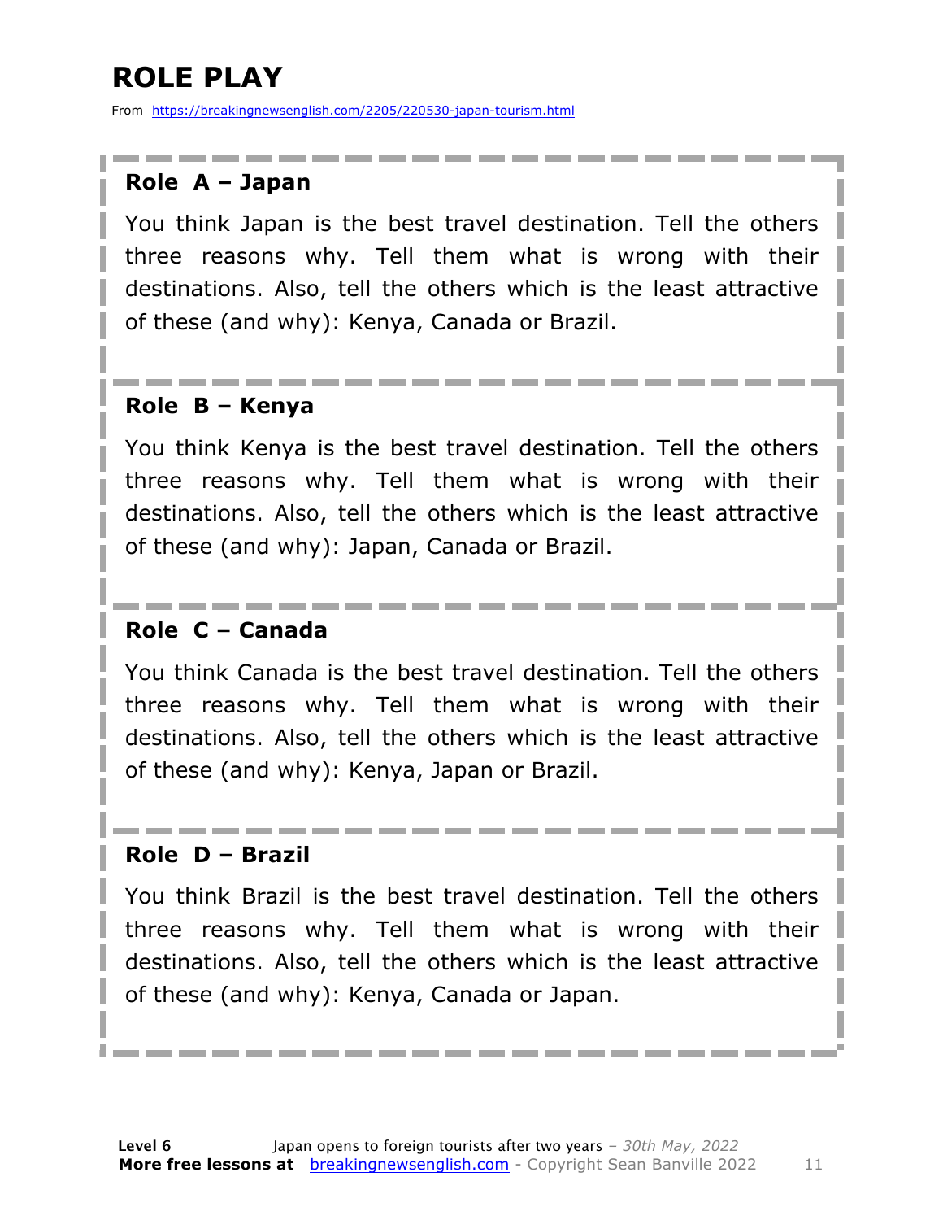# ROLE PLAY

From https://breakingnewsenglish.com/2205/220530-japan-tourism.html

**Role A – Japan**

You think Japan is the best travel destination. Tell the others three reasons why. Tell them what is wrong with their destinations. Also, tell the others which is the least attractive of these (and why): Kenya, Canada or Brazil.

**Role B – Kenya**

You think Kenya is the best travel destination. Tell the others three reasons why. Tell them what is wrong with their destinations. Also, tell the others which is the least attractive of these (and why): Japan, Canada or Brazil.

**Role C – Canada**

You think Canada is the best travel destination. Tell the others three reasons why. Tell them what is wrong with their destinations. Also, tell the others which is the least attractive of these (and why): Kenya, Japan or Brazil.

**Role D – Brazil**

You think Brazil is the best travel destination. Tell the others three reasons why. Tell them what is wrong with their destinations. Also, tell the others which is the least attractive of these (and why): Kenya, Canada or Japan.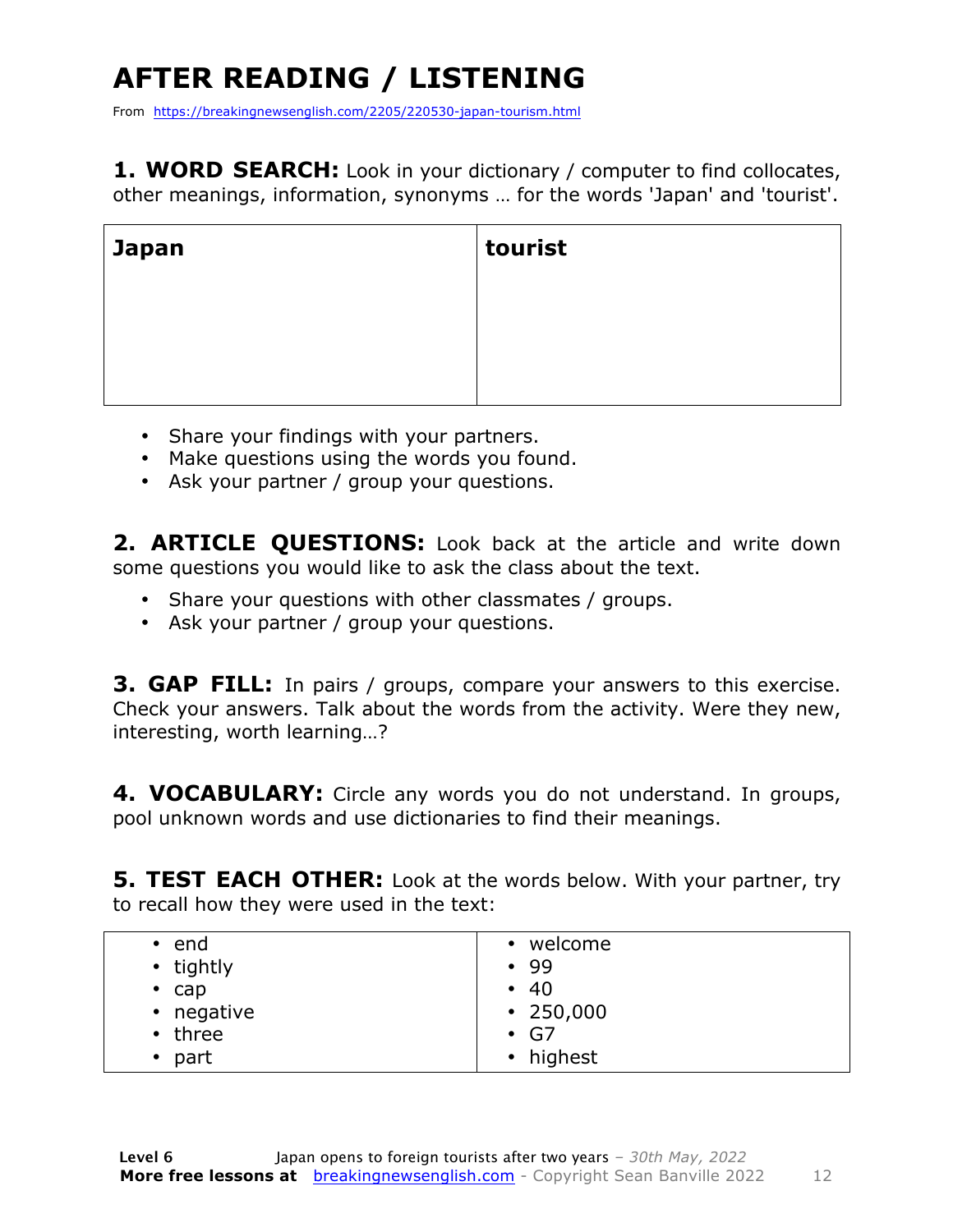# AFTER READING / LISTENING

From https://breakingnewsenglish.com/2205/220530-japan-tourism.html

**1. WORD SEARCH:** Look in your dictionary / computer to find collocates, other meanings, information, synonyms … for the words 'Japan' and 'tourist'.

| **Japan** | **tourist** |
|---|---|
| | |

- Share your findings with your partners.
- Make questions using the words you found.
- Ask your partner / group your questions.

**2. ARTICLE QUESTIONS:** Look back at the article and write down some questions you would like to ask the class about the text.

- Share your questions with other classmates / groups.
- Ask your partner / group your questions.

**3. GAP FILL:** In pairs / groups, compare your answers to this exercise. Check your answers. Talk about the words from the activity. Were they new, interesting, worth learning…?

**4. VOCABULARY:** Circle any words you do not understand. In groups, pool unknown words and use dictionaries to find their meanings.

**5. TEST EACH OTHER:** Look at the words below. With your partner, try to recall how they were used in the text:

| | |
|---|---|
| • end | • welcome |
| • tightly | • 99 |
| • cap | • 40 |
| • negative | • 250,000 |
| • three | • G7 |
| • part | • highest |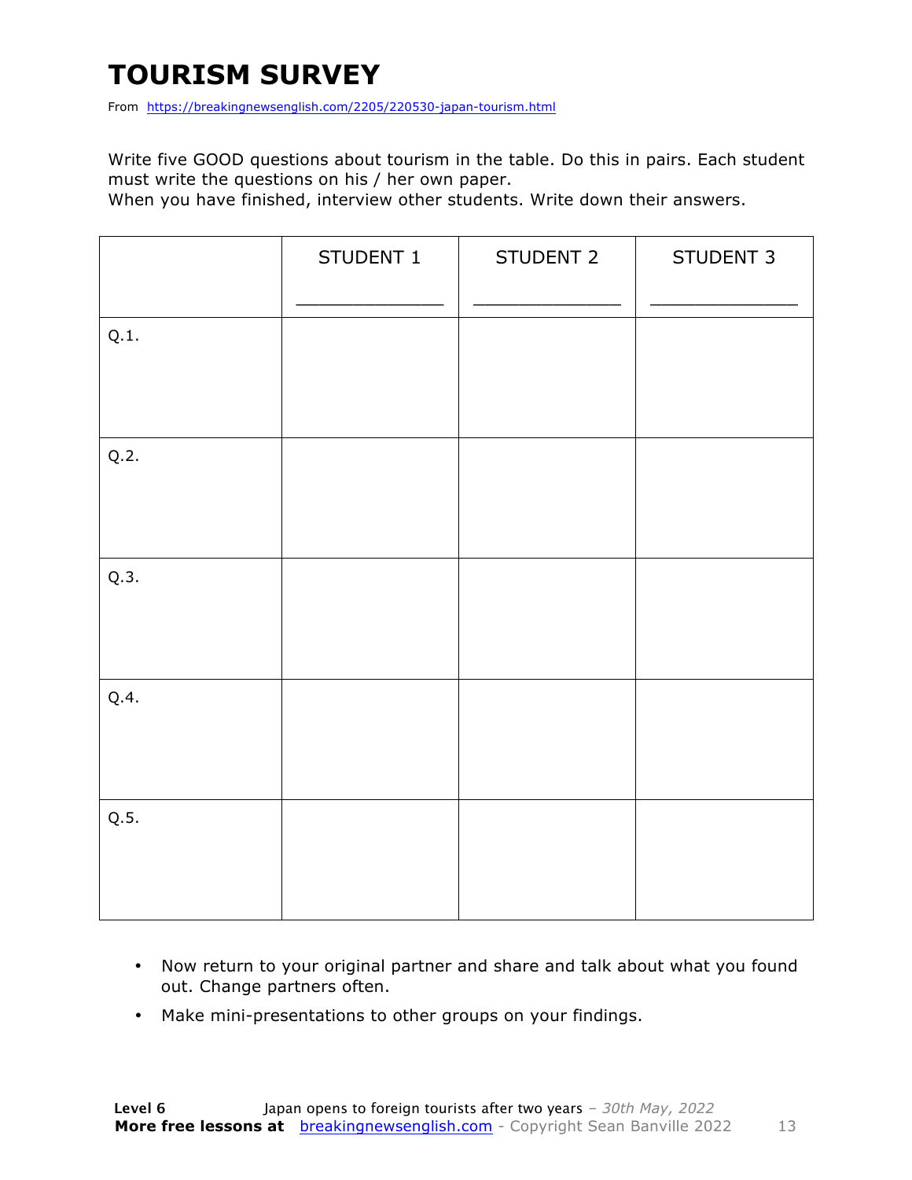# TOURISM SURVEY

From https://breakingnewsenglish.com/2205/220530-japan-tourism.html

Write five GOOD questions about tourism in the table. Do this in pairs. Each student must write the questions on his / her own paper.

When you have finished, interview other students. Write down their answers.

| | STUDENT 1<br>_______________ | STUDENT 2<br>_______________ | STUDENT 3<br>_______________ |
|---|---|---|---|
| Q.1. | | | |
| Q.2. | | | |
| Q.3. | | | |
| Q.4. | | | |
| Q.5. | | | |

- Now return to your original partner and share and talk about what you found out. Change partners often.
- Make mini-presentations to other groups on your findings.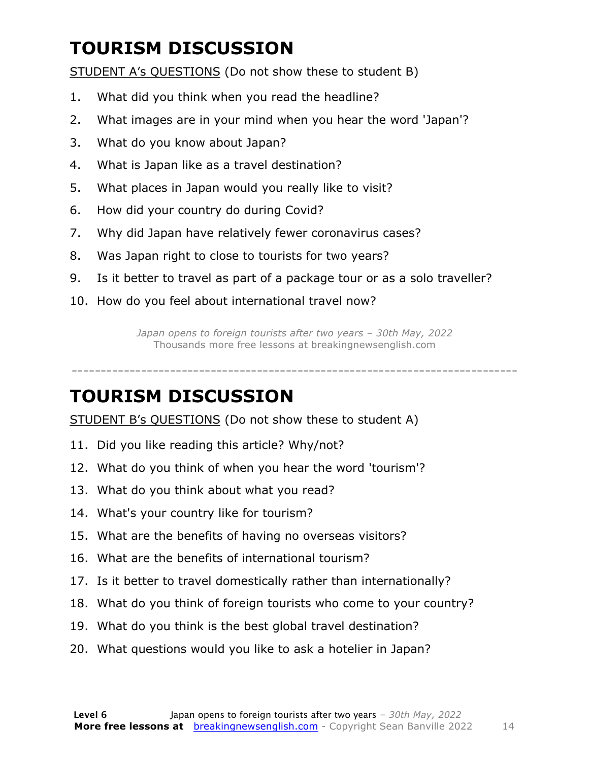# TOURISM DISCUSSION

STUDENT A's QUESTIONS (Do not show these to student B)

1. What did you think when you read the headline?
2. What images are in your mind when you hear the word 'Japan'?
3. What do you know about Japan?
4. What is Japan like as a travel destination?
5. What places in Japan would you really like to visit?
6. How did your country do during Covid?
7. Why did Japan have relatively fewer coronavirus cases?
8. Was Japan right to close to tourists for two years?
9. Is it better to travel as part of a package tour or as a solo traveller?
10. How do you feel about international travel now?

*Japan opens to foreign tourists after two years – 30th May, 2022*
Thousands more free lessons at breakingnewsenglish.com

---

# TOURISM DISCUSSION

STUDENT B's QUESTIONS (Do not show these to student A)

11. Did you like reading this article? Why/not?
12. What do you think of when you hear the word 'tourism'?
13. What do you think about what you read?
14. What's your country like for tourism?
15. What are the benefits of having no overseas visitors?
16. What are the benefits of international tourism?
17. Is it better to travel domestically rather than internationally?
18. What do you think of foreign tourists who come to your country?
19. What do you think is the best global travel destination?
20. What questions would you like to ask a hotelier in Japan?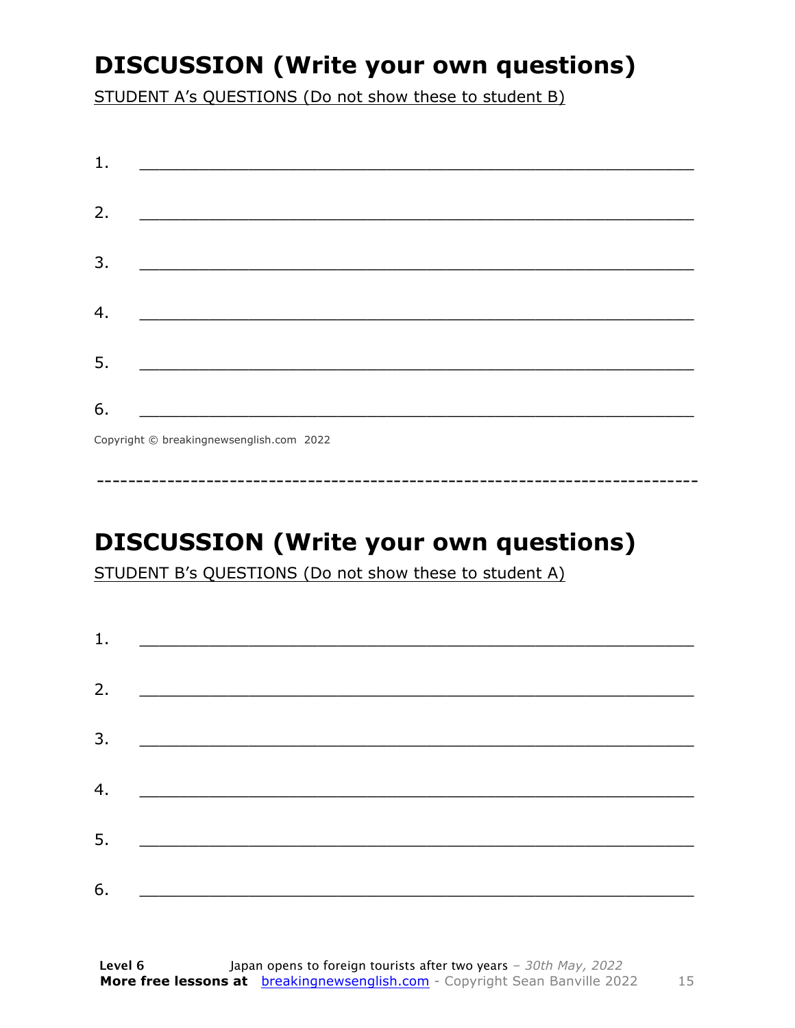# DISCUSSION (Write your own questions)

STUDENT A's QUESTIONS (Do not show these to student B)

1. ___________________________________________________________

2. ___________________________________________________________

3. ___________________________________________________________

4. ___________________________________________________________

5. ___________________________________________________________

6. ___________________________________________________________

Copyright © breakingnewsenglish.com 2022

---

# DISCUSSION (Write your own questions)

STUDENT B's QUESTIONS (Do not show these to student A)

1. ___________________________________________________________

2. ___________________________________________________________

3. ___________________________________________________________

4. ___________________________________________________________

5. ___________________________________________________________

6. ___________________________________________________________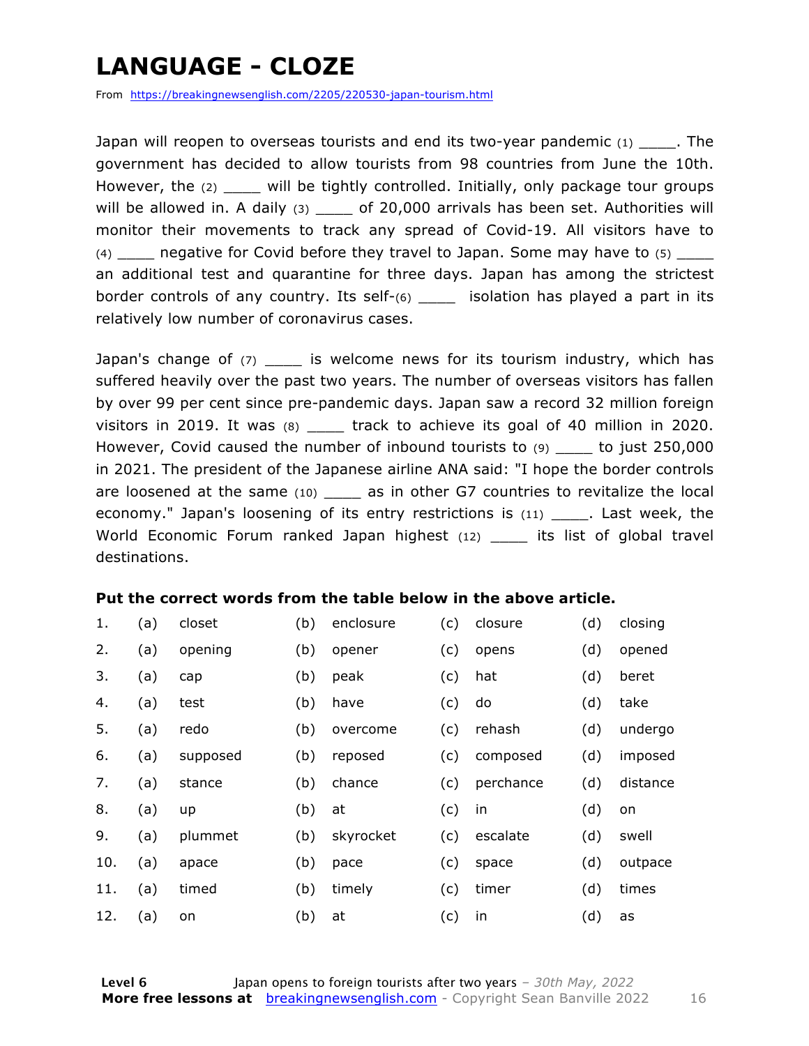# LANGUAGE - CLOZE

From https://breakingnewsenglish.com/2205/220530-japan-tourism.html

Japan will reopen to overseas tourists and end its two-year pandemic (1) ____. The government has decided to allow tourists from 98 countries from June the 10th. However, the (2) ____ will be tightly controlled. Initially, only package tour groups will be allowed in. A daily (3) ____ of 20,000 arrivals has been set. Authorities will monitor their movements to track any spread of Covid-19. All visitors have to (4) ____ negative for Covid before they travel to Japan. Some may have to (5) ____ an additional test and quarantine for three days. Japan has among the strictest border controls of any country. Its self-(6) ____ isolation has played a part in its relatively low number of coronavirus cases.

Japan's change of (7) ____ is welcome news for its tourism industry, which has suffered heavily over the past two years. The number of overseas visitors has fallen by over 99 per cent since pre-pandemic days. Japan saw a record 32 million foreign visitors in 2019. It was (8) ____ track to achieve its goal of 40 million in 2020. However, Covid caused the number of inbound tourists to (9) ____ to just 250,000 in 2021. The president of the Japanese airline ANA said: "I hope the border controls are loosened at the same (10) ____ as in other G7 countries to revitalize the local economy." Japan's loosening of its entry restrictions is (11) ____. Last week, the World Economic Forum ranked Japan highest (12) ____ its list of global travel destinations.

**Put the correct words from the table below in the above article.**

| | | | | | | | | |
|---|---|---|---|---|---|---|---|---|
| 1. | (a) | closet | (b) | enclosure | (c) | closure | (d) | closing |
| 2. | (a) | opening | (b) | opener | (c) | opens | (d) | opened |
| 3. | (a) | cap | (b) | peak | (c) | hat | (d) | beret |
| 4. | (a) | test | (b) | have | (c) | do | (d) | take |
| 5. | (a) | redo | (b) | overcome | (c) | rehash | (d) | undergo |
| 6. | (a) | supposed | (b) | reposed | (c) | composed | (d) | imposed |
| 7. | (a) | stance | (b) | chance | (c) | perchance | (d) | distance |
| 8. | (a) | up | (b) | at | (c) | in | (d) | on |
| 9. | (a) | plummet | (b) | skyrocket | (c) | escalate | (d) | swell |
| 10. | (a) | apace | (b) | pace | (c) | space | (d) | outpace |
| 11. | (a) | timed | (b) | timely | (c) | timer | (d) | times |
| 12. | (a) | on | (b) | at | (c) | in | (d) | as |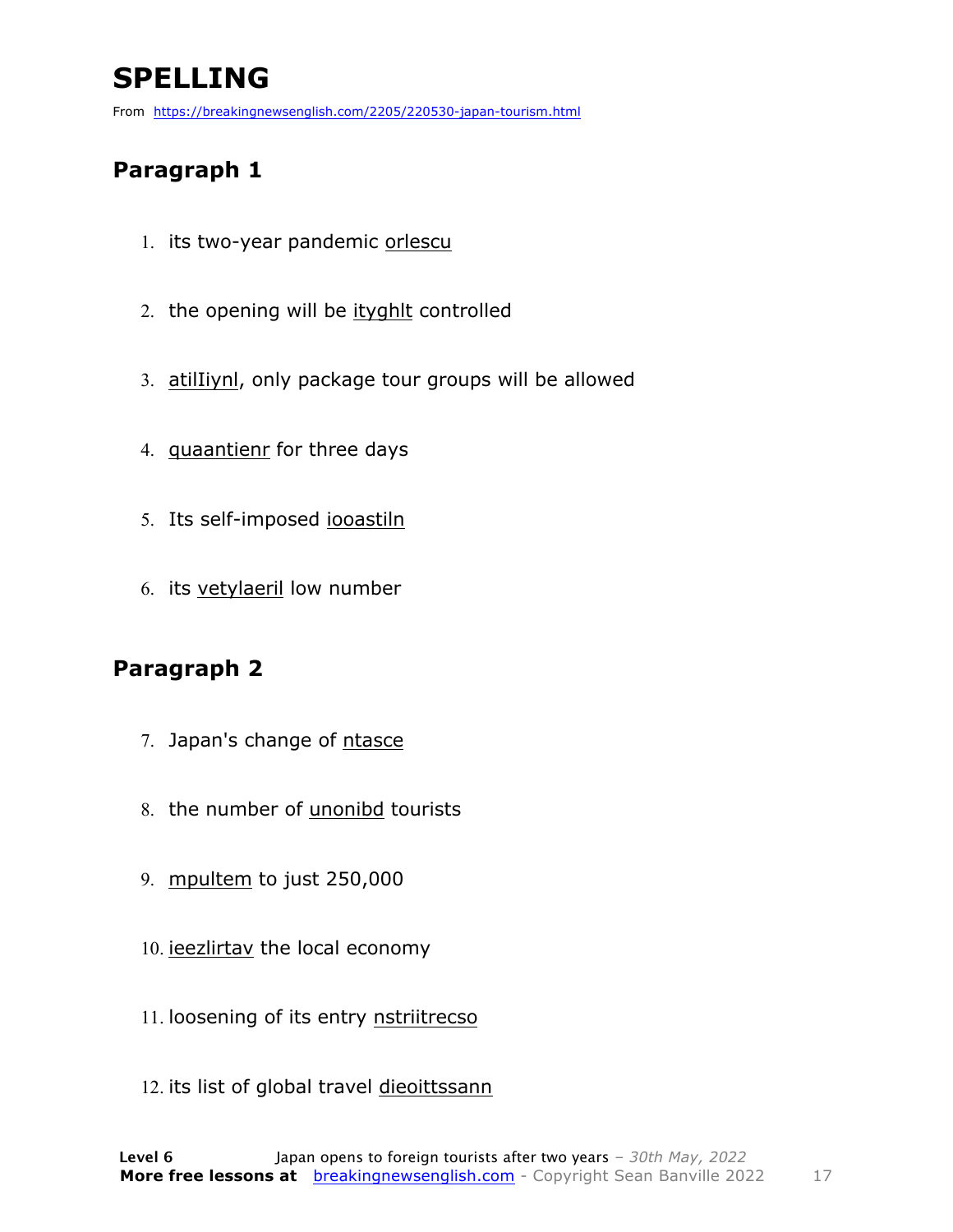# SPELLING

From https://breakingnewsenglish.com/2205/220530-japan-tourism.html

## Paragraph 1

1. its two-year pandemic orlescu
2. the opening will be ityghlt controlled
3. atilIiynl, only package tour groups will be allowed
4. quaantienr for three days
5. Its self-imposed iooastiln
6. its vetylaeril low number

## Paragraph 2

7. Japan's change of ntasce
8. the number of unonibd tourists
9. mpultem to just 250,000
10. ieezlirtav the local economy
11. loosening of its entry nstriitrecso
12. its list of global travel dieoittssann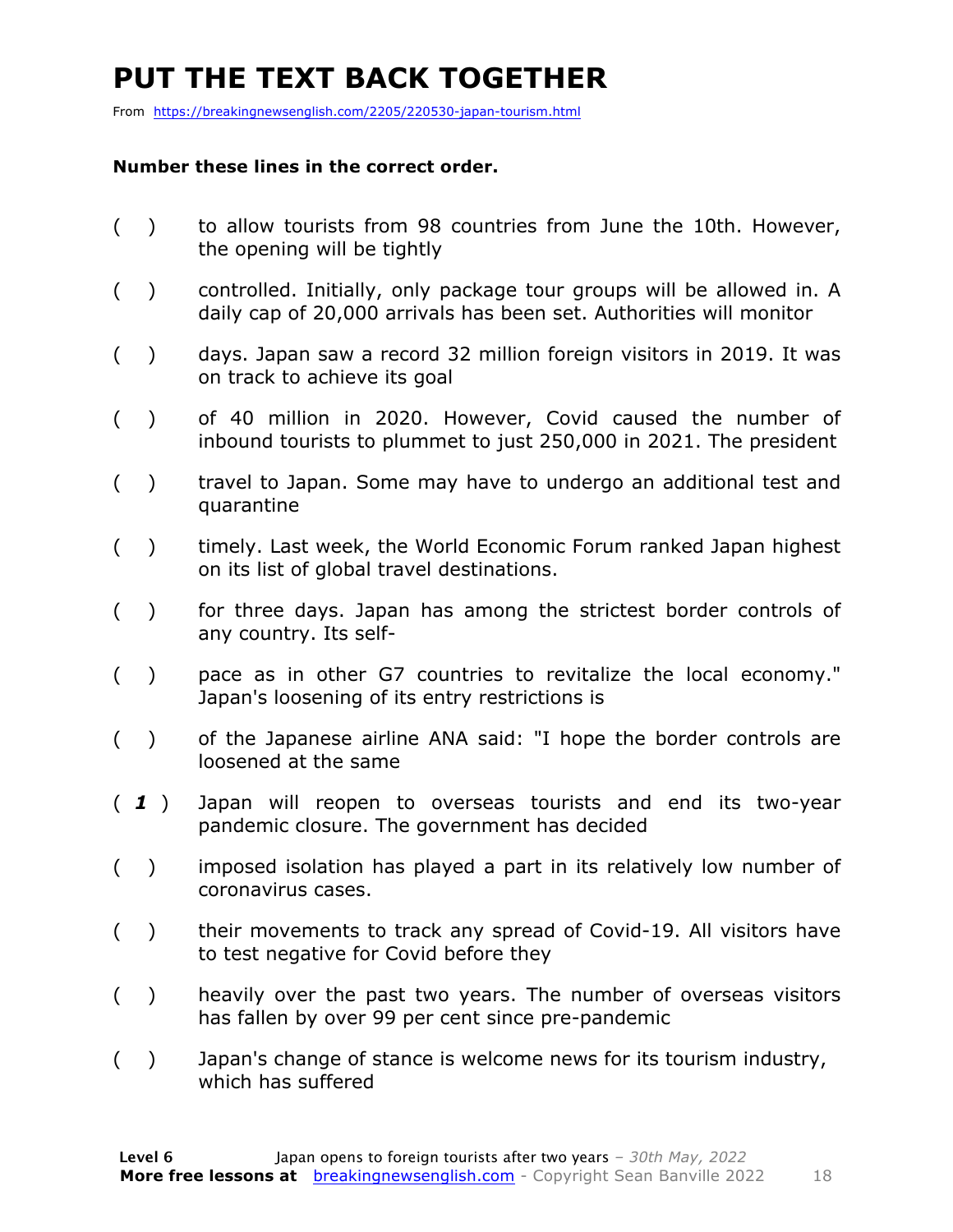# PUT THE TEXT BACK TOGETHER

From https://breakingnewsenglish.com/2205/220530-japan-tourism.html

**Number these lines in the correct order.**

( ) to allow tourists from 98 countries from June the 10th. However, the opening will be tightly

( ) controlled. Initially, only package tour groups will be allowed in. A daily cap of 20,000 arrivals has been set. Authorities will monitor

( ) days. Japan saw a record 32 million foreign visitors in 2019. It was on track to achieve its goal

( ) of 40 million in 2020. However, Covid caused the number of inbound tourists to plummet to just 250,000 in 2021. The president

( ) travel to Japan. Some may have to undergo an additional test and quarantine

( ) timely. Last week, the World Economic Forum ranked Japan highest on its list of global travel destinations.

( ) for three days. Japan has among the strictest border controls of any country. Its self-

( ) pace as in other G7 countries to revitalize the local economy." Japan's loosening of its entry restrictions is

( ) of the Japanese airline ANA said: "I hope the border controls are loosened at the same

( ***1*** ) Japan will reopen to overseas tourists and end its two-year pandemic closure. The government has decided

( ) imposed isolation has played a part in its relatively low number of coronavirus cases.

( ) their movements to track any spread of Covid-19. All visitors have to test negative for Covid before they

( ) heavily over the past two years. The number of overseas visitors has fallen by over 99 per cent since pre-pandemic

( ) Japan's change of stance is welcome news for its tourism industry, which has suffered

**Level 6** Japan opens to foreign tourists after two years – *30th May, 2022*
**More free lessons at** breakingnewsenglish.com - Copyright Sean Banville 2022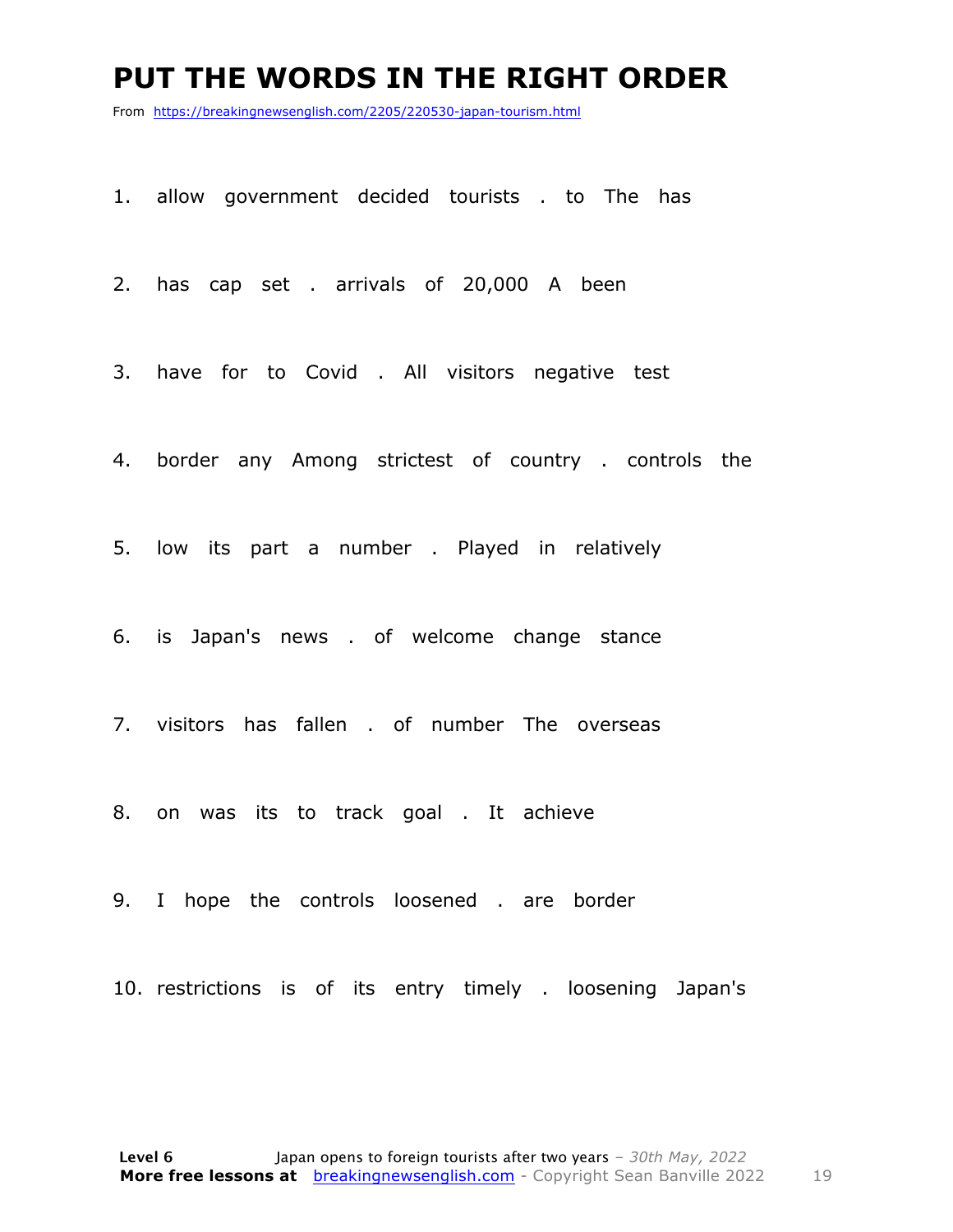# PUT THE WORDS IN THE RIGHT ORDER

From https://breakingnewsenglish.com/2205/220530-japan-tourism.html

1. allow government decided tourists . to The has

2. has cap set . arrivals of 20,000 A been

3. have for to Covid . All visitors negative test

4. border any Among strictest of country . controls the

5. low its part a number . Played in relatively

6. is Japan's news . of welcome change stance

7. visitors has fallen . of number The overseas

8. on was its to track goal . It achieve

9. I hope the controls loosened . are border

10. restrictions is of its entry timely . loosening Japan's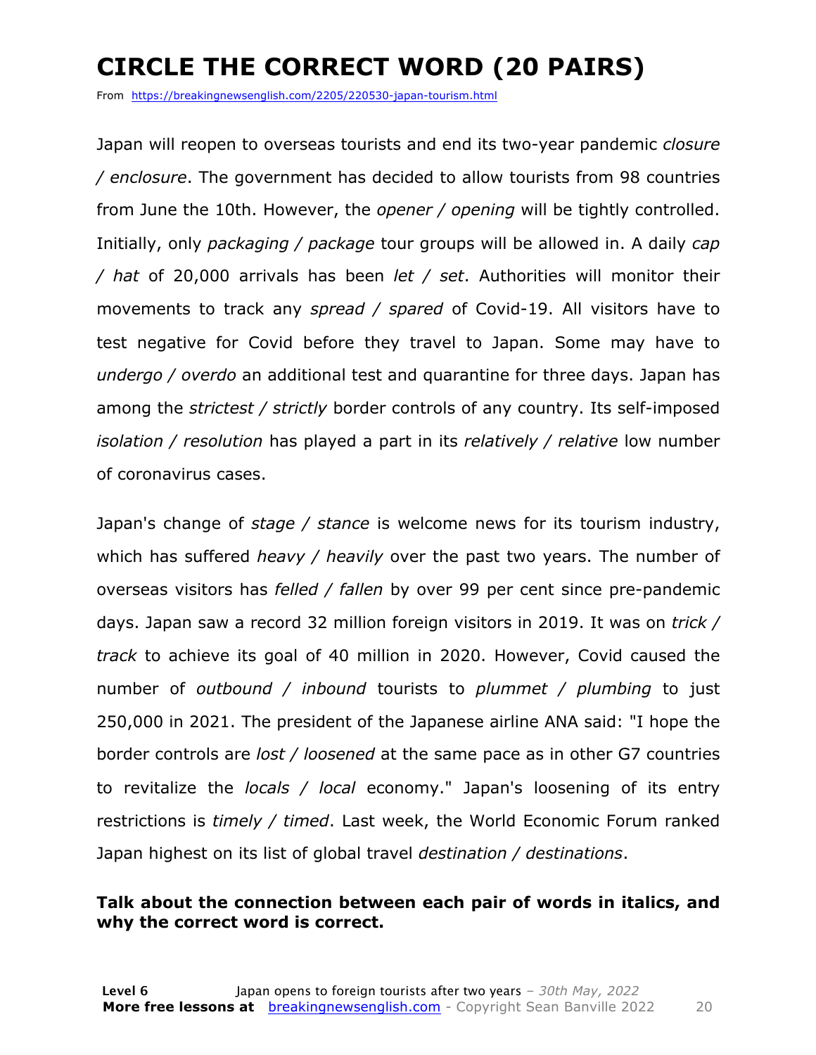# CIRCLE THE CORRECT WORD (20 PAIRS)

From https://breakingnewsenglish.com/2205/220530-japan-tourism.html

Japan will reopen to overseas tourists and end its two-year pandemic *closure / enclosure*. The government has decided to allow tourists from 98 countries from June the 10th. However, the *opener / opening* will be tightly controlled. Initially, only *packaging / package* tour groups will be allowed in. A daily *cap / hat* of 20,000 arrivals has been *let / set*. Authorities will monitor their movements to track any *spread / spared* of Covid-19. All visitors have to test negative for Covid before they travel to Japan. Some may have to *undergo / overdo* an additional test and quarantine for three days. Japan has among the *strictest / strictly* border controls of any country. Its self-imposed *isolation / resolution* has played a part in its *relatively / relative* low number of coronavirus cases.

Japan's change of *stage / stance* is welcome news for its tourism industry, which has suffered *heavy / heavily* over the past two years. The number of overseas visitors has *felled / fallen* by over 99 per cent since pre-pandemic days. Japan saw a record 32 million foreign visitors in 2019. It was on *trick / track* to achieve its goal of 40 million in 2020. However, Covid caused the number of *outbound / inbound* tourists to *plummet / plumbing* to just 250,000 in 2021. The president of the Japanese airline ANA said: "I hope the border controls are *lost / loosened* at the same pace as in other G7 countries to revitalize the *locals / local* economy." Japan's loosening of its entry restrictions is *timely / timed*. Last week, the World Economic Forum ranked Japan highest on its list of global travel *destination / destinations*.

**Talk about the connection between each pair of words in italics, and why the correct word is correct.**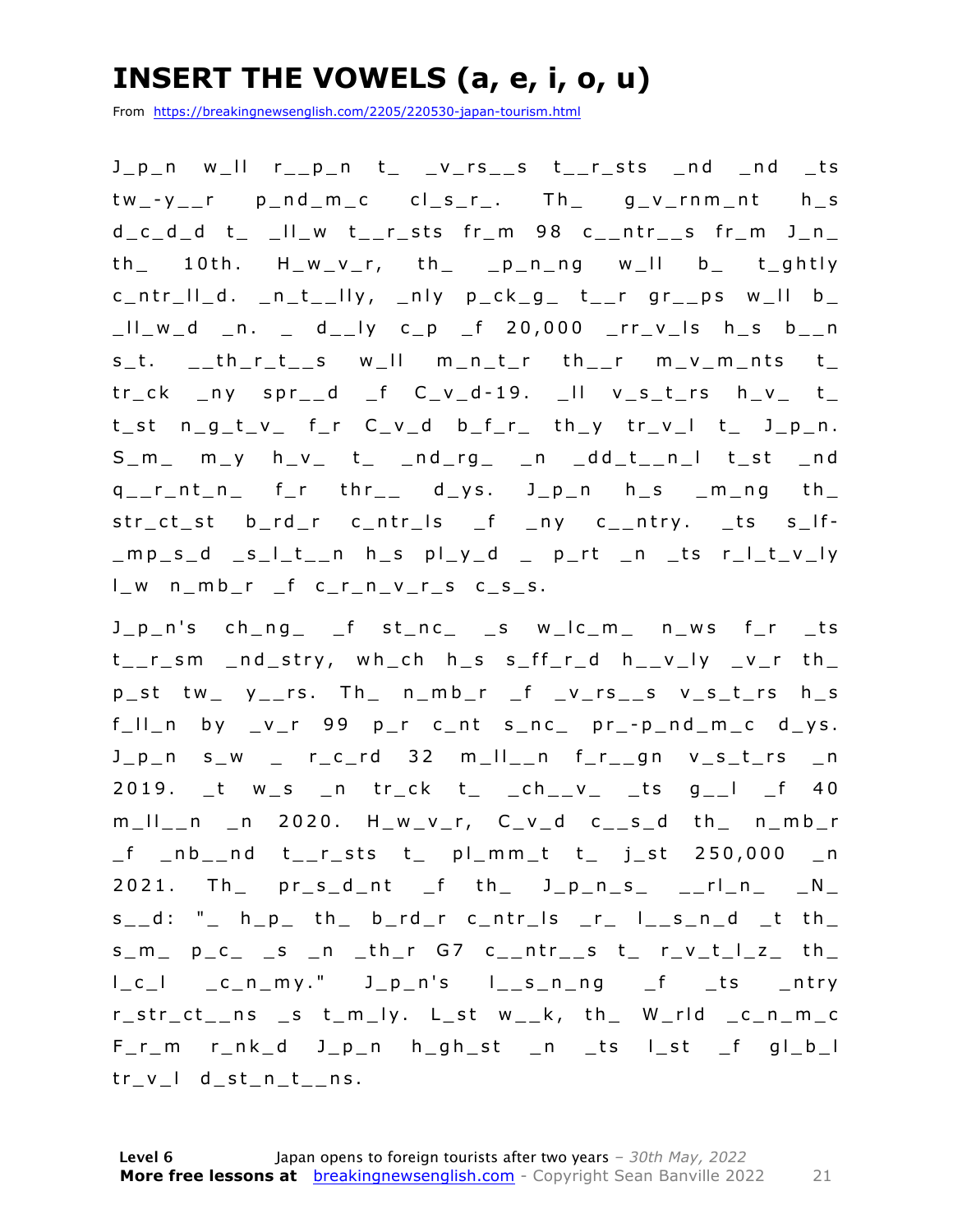# INSERT THE VOWELS (a, e, i, o, u)

From https://breakingnewsenglish.com/2205/220530-japan-tourism.html

J_p_n w_ll r__p_n t_ _v_rs__s t__r_sts _nd _nd _ts tw_-y__r p_nd_m_c cl_s_r_. Th_ g_v_rnm_nt h_s d_c_d_d t_ _ll_w t__r_sts fr_m 98 c__ntr__s fr_m J_n_ th_ 10th. H_w_v_r, th_ _p_n_ng w_ll b_ t_ghtly c_ntr_ll_d. _n_t__lly, _nly p_ck_g_ t__r gr__ps w_ll b_ _ll_w_d _n. _ d__ly c_p _f 20,000 _rr_v_ls h_s b__n s_t. __th_r_t__s w_ll m_n_t_r th__r m_v_m_nts t_ tr_ck _ny spr__d _f C_v_d-19. _ll v_s_t_rs h_v_ t_ t_st n_g_t_v_ f_r C_v_d b_f_r_ th_y tr_v_l t_ J_p_n. S_m_ m_y h_v_ t_ _nd_rg_ _n _dd_t__n_l t_st _nd q__r_nt_n_ f_r thr__ d_ys. J_p_n h_s _m_ng th_ str_ct_st b_rd_r c_ntr_ls _f _ny c__ntry. _ts s_lf-_mp_s_d _s_l_t__n h_s pl_y_d _ p_rt _n _ts r_l_t_v_ly l_w n_mb_r _f c_r_n_v_r_s c_s_s.

J_p_n's ch_ng_ _f st_nc_ _s w_lc_m_ n_ws f_r _ts t__r_sm _nd_stry, wh_ch h_s s_ff_r_d h__v_ly _v_r th_ p_st tw_ y__rs. Th_ n_mb_r _f _v_rs__s v_s_t_rs h_s f_ll_n by _v_r 99 p_r c_nt s_nc_ pr_-p_nd_m_c d_ys. J_p_n s_w _ r_c_rd 32 m_ll__n f_r__gn v_s_t_rs _n 2019. _t w_s _n tr_ck t_ _ch__v_ _ts g__l _f 40 m_ll__n _n 2020. H_w_v_r, C_v_d c__s_d th_ n_mb_r _f _nb__nd t__r_sts t_ pl_mm_t t_ j_st 250,000 _n 2021. Th_ pr_s_d_nt _f th_ J_p_n_s_ __rl_n_ _N_ s__d: "_ h_p_ th_ b_rd_r c_ntr_ls _r_ l__s_n_d _t th_ s_m_ p_c_ _s _n _th_r G7 c__ntr__s t_ r_v_t_l_z_ th_ l_c_l _c_n_my." J_p_n's l__s_n_ng _f _ts _ntry r_str_ct__ns _s t_m_ly. L_st w__k, th_ W_rld _c_n_m_c F_r_m r_nk_d J_p_n h_gh_st _n _ts l_st _f gl_b_l tr_v_l d_st_n_t__ns.

**Level 6** Japan opens to foreign tourists after two years – *30th May, 2022*
**More free lessons at** breakingnewsenglish.com - Copyright Sean Banville 2022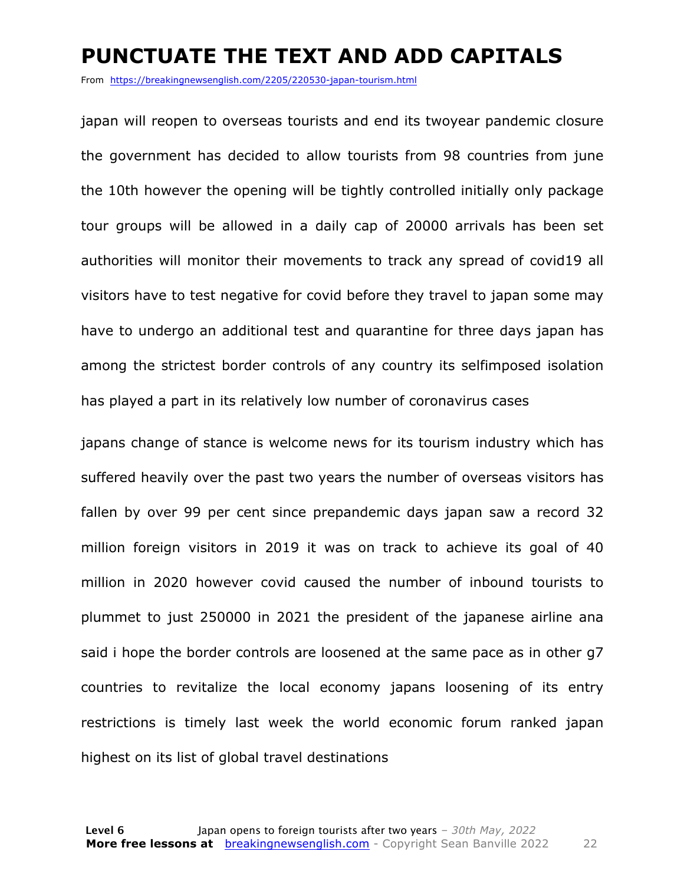# PUNCTUATE THE TEXT AND ADD CAPITALS

From https://breakingnewsenglish.com/2205/220530-japan-tourism.html

japan will reopen to overseas tourists and end its twoyear pandemic closure the government has decided to allow tourists from 98 countries from june the 10th however the opening will be tightly controlled initially only package tour groups will be allowed in a daily cap of 20000 arrivals has been set authorities will monitor their movements to track any spread of covid19 all visitors have to test negative for covid before they travel to japan some may have to undergo an additional test and quarantine for three days japan has among the strictest border controls of any country its selfimposed isolation has played a part in its relatively low number of coronavirus cases

japans change of stance is welcome news for its tourism industry which has suffered heavily over the past two years the number of overseas visitors has fallen by over 99 per cent since prepandemic days japan saw a record 32 million foreign visitors in 2019 it was on track to achieve its goal of 40 million in 2020 however covid caused the number of inbound tourists to plummet to just 250000 in 2021 the president of the japanese airline ana said i hope the border controls are loosened at the same pace as in other g7 countries to revitalize the local economy japans loosening of its entry restrictions is timely last week the world economic forum ranked japan highest on its list of global travel destinations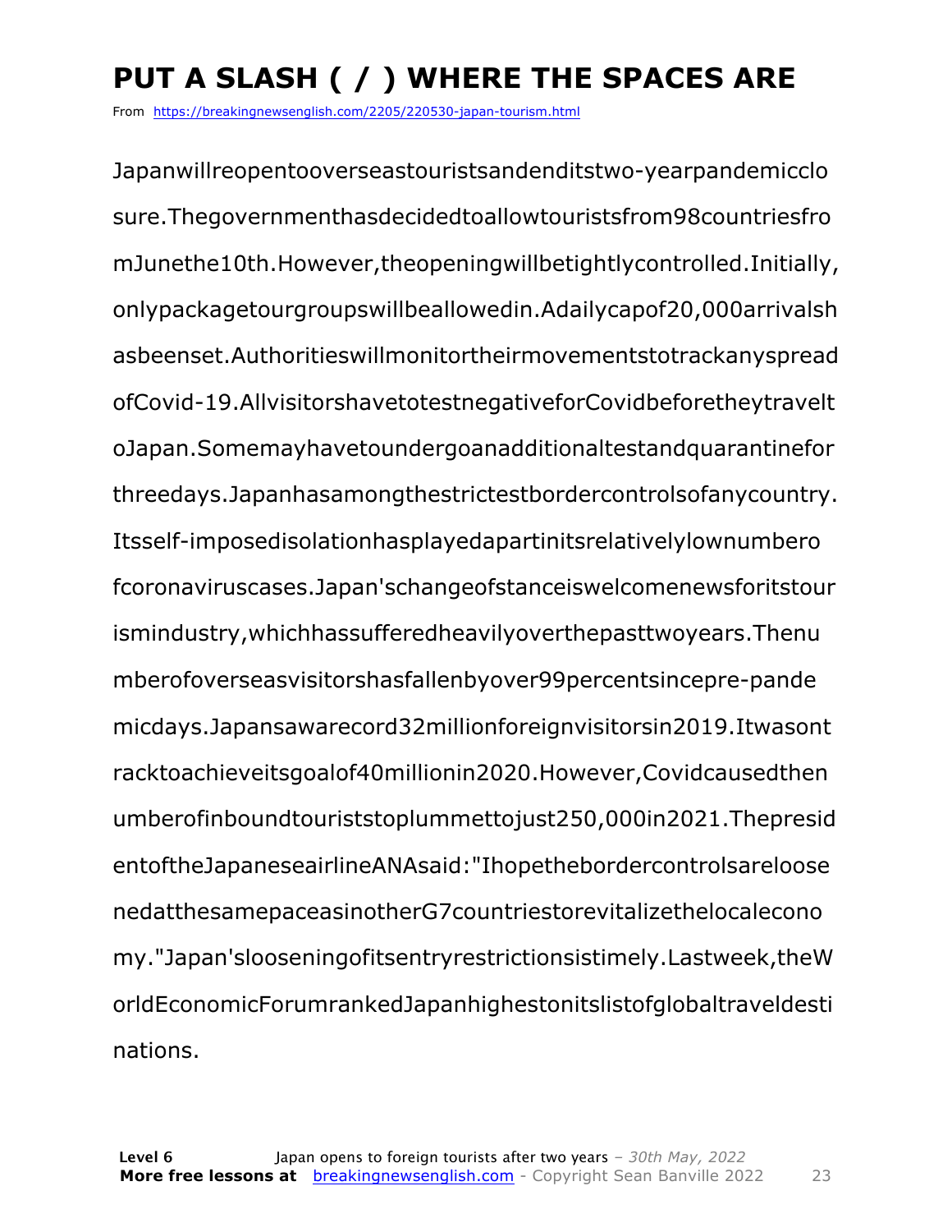# PUT A SLASH ( / ) WHERE THE SPACES ARE

From https://breakingnewsenglish.com/2205/220530-japan-tourism.html

Japanwillreopentooverseastouristsandenditstwo-yearpandemicclo sure.Thegovernmenthasdecidedtoallowtouristsfrom98countriesfro mJunethe10th.However,theopeningwillbetightlycontrolled.Initially, onlypackagetourgroupswillbeallowedin.Adailycapof20,000arrivalsh asbeenset.Authoritieswillmonitortheirmovementstotrackanyspread ofCovid-19.AllvisitorshavetotestnegativeforCovidbeforetheytravelt oJapan.Somemayhavetoundergoanadditionaltestandquarantinefor threedays.Japanhasamongthestrictestbordercontrolsofanycountry. Itsself-imposedisolationhasplayedapartinitsrelativelylownumbero fcoronaviruscases.Japan'schangeofstanceiswelcomenewsforitstour ismindustry,whichhassufferedheavilyoverthepasttwoyears.Thenu mberofoverseasvisitorshasfallenbyover99percentsincepre-pande micdays.Japansawarecord32millionforeignvisitorsin2019.Itwasont racktoachieveitsgoalof40millionin2020.However,Covidcausedthen umberofinboundtouriststoplummettojust250,000in2021.Thepresid entoftheJapaneseairlineANAsaid:"Ihopethebordercontrolsareloose nedatthesamepaceasinotherG7countriestorevitalizethelocalecono my."Japan'slooseningofitsentryrestrictionsistimely.Lastweek,theW orldEconomicForumrankedJapanhighestonitslistofglobaltraveldesti nations.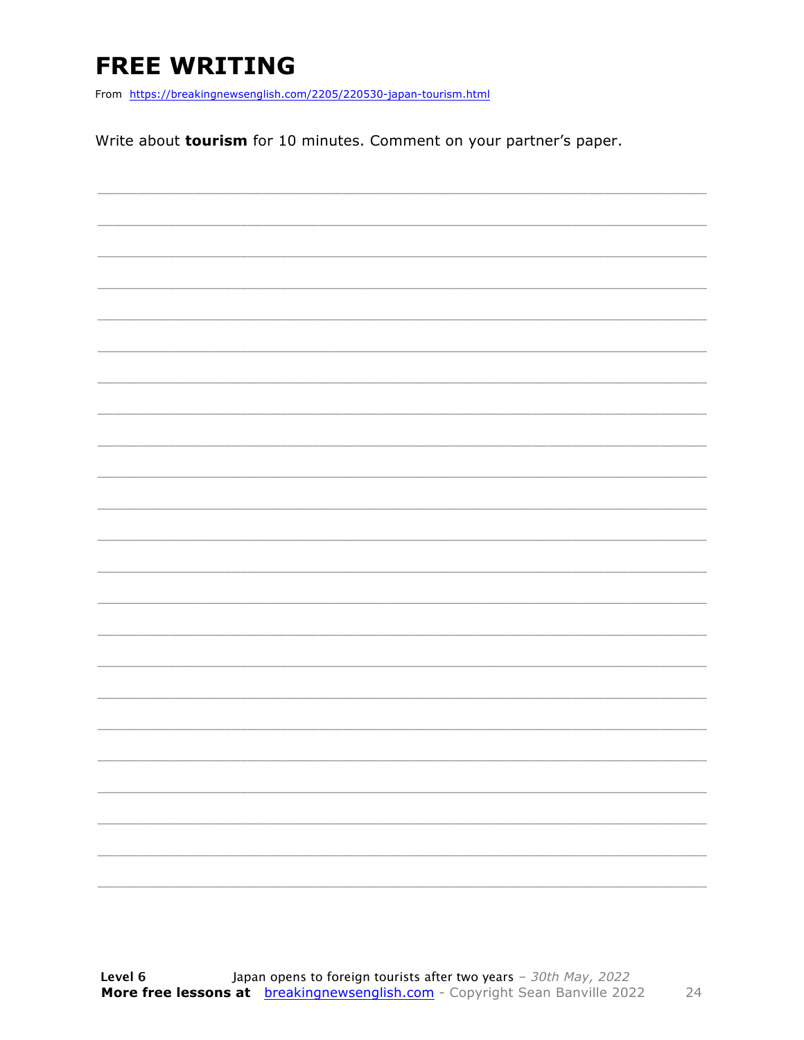# FREE WRITING

From https://breakingnewsenglish.com/2205/220530-japan-tourism.html

Write about **tourism** for 10 minutes. Comment on your partner's paper.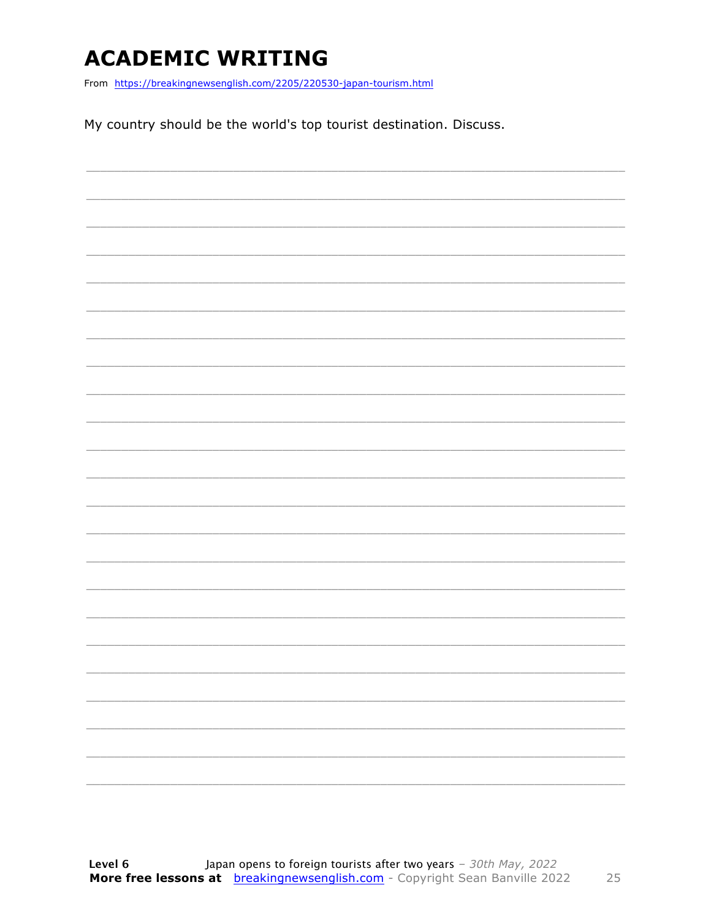# ACADEMIC WRITING

From https://breakingnewsenglish.com/2205/220530-japan-tourism.html

My country should be the world's top tourist destination. Discuss.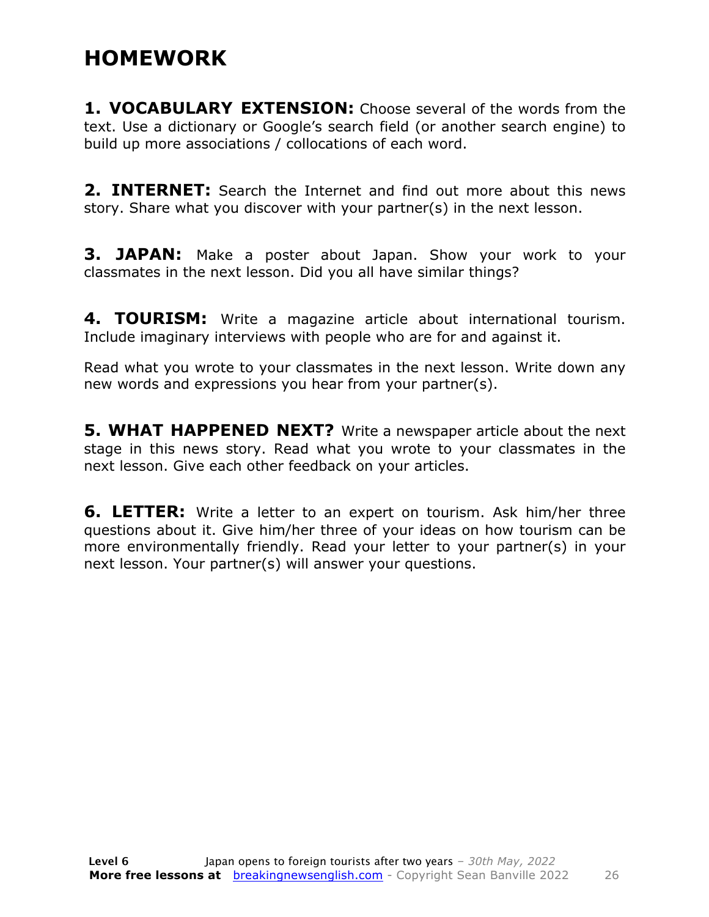# HOMEWORK

**1. VOCABULARY EXTENSION:** Choose several of the words from the text. Use a dictionary or Google's search field (or another search engine) to build up more associations / collocations of each word.

**2. INTERNET:** Search the Internet and find out more about this news story. Share what you discover with your partner(s) in the next lesson.

**3. JAPAN:** Make a poster about Japan. Show your work to your classmates in the next lesson. Did you all have similar things?

**4. TOURISM:** Write a magazine article about international tourism. Include imaginary interviews with people who are for and against it.

Read what you wrote to your classmates in the next lesson. Write down any new words and expressions you hear from your partner(s).

**5. WHAT HAPPENED NEXT?** Write a newspaper article about the next stage in this news story. Read what you wrote to your classmates in the next lesson. Give each other feedback on your articles.

**6. LETTER:** Write a letter to an expert on tourism. Ask him/her three questions about it. Give him/her three of your ideas on how tourism can be more environmentally friendly. Read your letter to your partner(s) in your next lesson. Your partner(s) will answer your questions.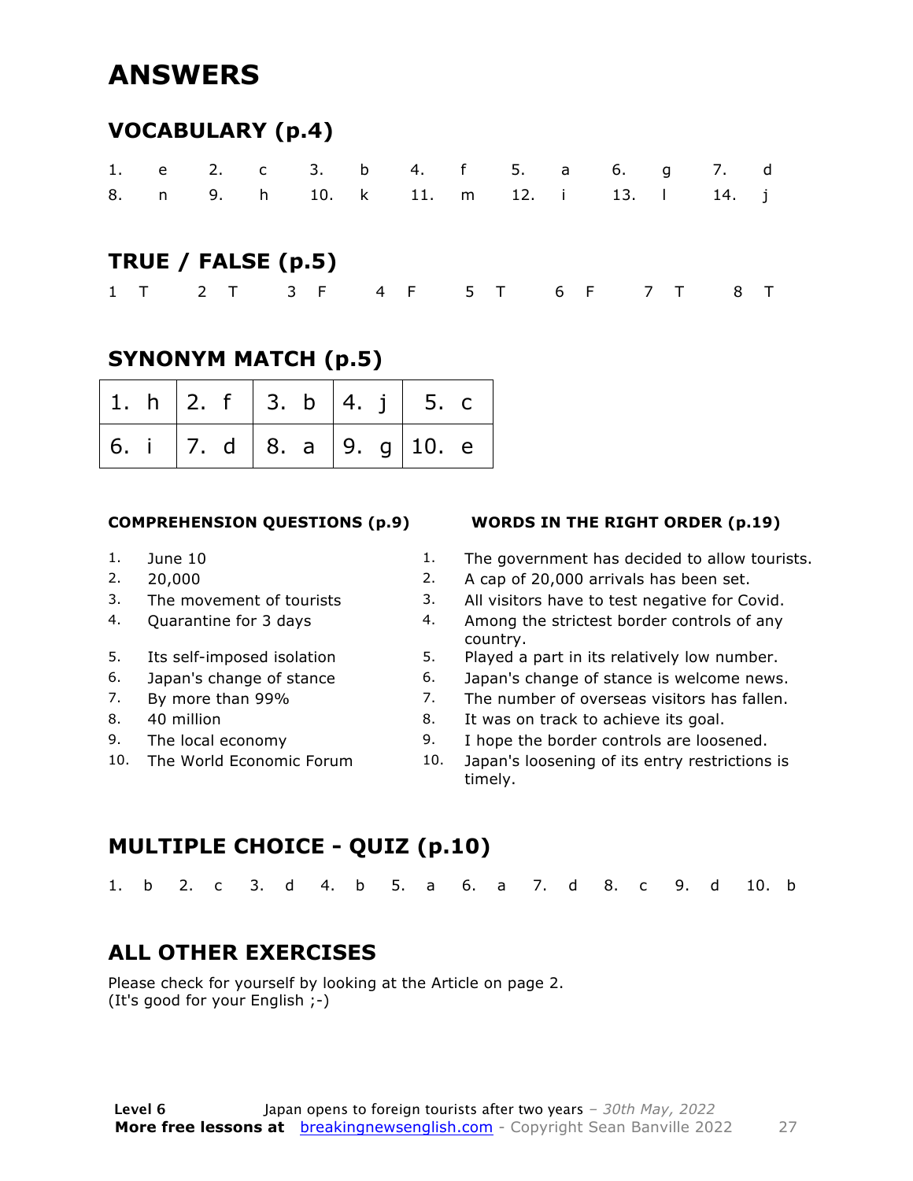# ANSWERS

## VOCABULARY (p.4)

| | | | | | | |
|---|---|---|---|---|---|---|
| 1. e | 2. c | 3. b | 4. f | 5. a | 6. g | 7. d |
| 8. n | 9. h | 10. k | 11. m | 12. i | 13. l | 14. j |

## TRUE / FALSE (p.5)

1 T  2 T  3 F  4 F  5 T  6 F  7 T  8 T

## SYNONYM MATCH (p.5)

| | | | | |
|---|---|---|---|---|
| 1. h | 2. f | 3. b | 4. j | 5. c |
| 6. i | 7. d | 8. a | 9. g | 10. e |

### COMPREHENSION QUESTIONS (p.9)

1. June 10
2. 20,000
3. The movement of tourists
4. Quarantine for 3 days
5. Its self-imposed isolation
6. Japan's change of stance
7. By more than 99%
8. 40 million
9. The local economy
10. The World Economic Forum

### WORDS IN THE RIGHT ORDER (p.19)

1. The government has decided to allow tourists.
2. A cap of 20,000 arrivals has been set.
3. All visitors have to test negative for Covid.
4. Among the strictest border controls of any country.
5. Played a part in its relatively low number.
6. Japan's change of stance is welcome news.
7. The number of overseas visitors has fallen.
8. It was on track to achieve its goal.
9. I hope the border controls are loosened.
10. Japan's loosening of its entry restrictions is timely.

## MULTIPLE CHOICE - QUIZ (p.10)

1. b  2. c  3. d  4. b  5. a  6. a  7. d  8. c  9. d  10. b

## ALL OTHER EXERCISES

Please check for yourself by looking at the Article on page 2.
(It's good for your English ;-)